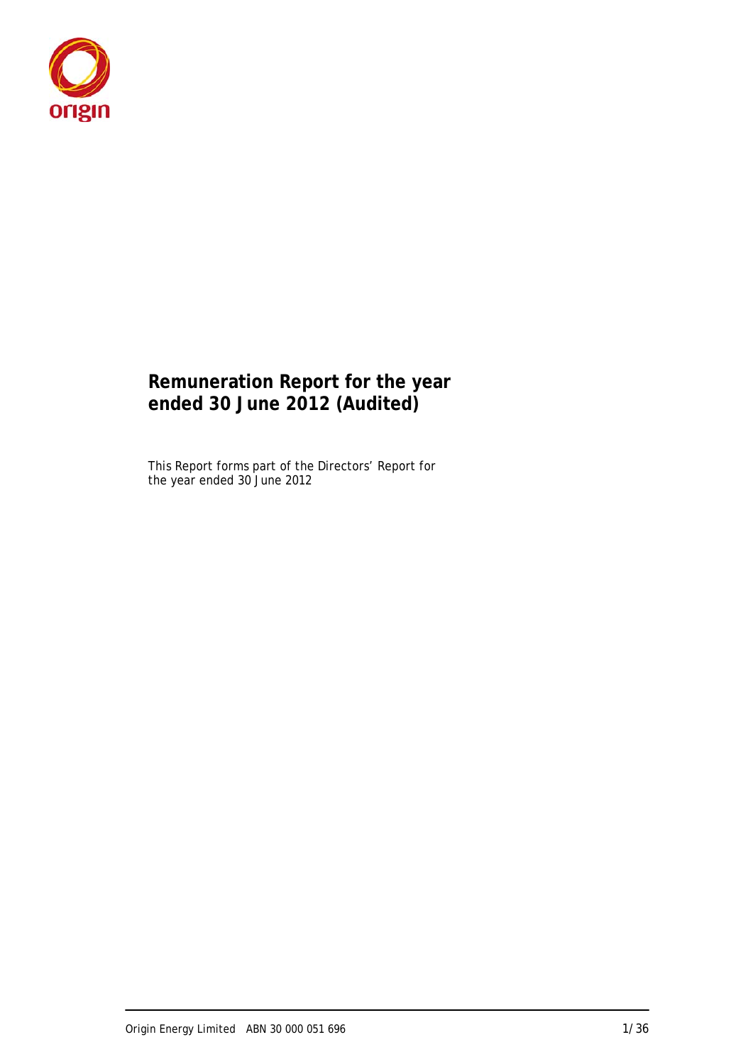# Remuneration Report for the year ended 30 June 2012 (Audited)

This Report forms part of the Directors' Report for the year ended 30 June 2012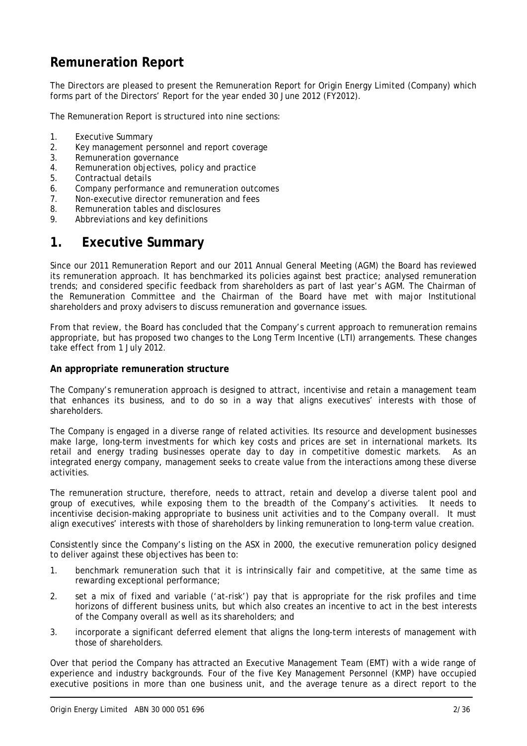# Remuneration Report

The Directors are pleased to present the Remuneration Report for Origin Energy Limited (Company) which forms part of the Directors' Report for the year ended 30 June 2012 (FY2012).

The Remuneration Report is structured into nine sections:

1. Executive Summary
2. Key management personnel and report coverage
3. Remuneration governance
4. Remuneration objectives, policy and practice
5. Contractual details
6. Company performance and remuneration outcomes
7. Non-executive director remuneration and fees
8. Remuneration tables and disclosures
9. Abbreviations and key definitions

# 1. Executive Summary

Since our 2011 Remuneration Report and our 2011 Annual General Meeting (AGM) the Board has reviewed its remuneration approach. It has benchmarked its policies against best practice; analysed remuneration trends; and considered specific feedback from shareholders as part of last year's AGM. The Chairman of the Remuneration Committee and the Chairman of the Board have met with major Institutional shareholders and proxy advisers to discuss remuneration and governance issues.

From that review, the Board has concluded that the Company's current approach to remuneration remains appropriate, but has proposed two changes to the Long Term Incentive (LTI) arrangements. These changes take effect from 1 July 2012.

**An appropriate remuneration structure**

The Company's remuneration approach is designed to attract, incentivise and retain a management team that enhances its business, and to do so in a way that aligns executives' interests with those of shareholders.

The Company is engaged in a diverse range of related activities. Its resource and development businesses make large, long-term investments for which key costs and prices are set in international markets. Its retail and energy trading businesses operate day to day in competitive domestic markets. As an integrated energy company, management seeks to create value from the interactions among these diverse activities.

The remuneration structure, therefore, needs to attract, retain and develop a diverse talent pool and group of executives, while exposing them to the breadth of the Company's activities. It needs to incentivise decision-making appropriate to business unit activities and to the Company overall. It must align executives' interests with those of shareholders by linking remuneration to long-term value creation.

Consistently since the Company's listing on the ASX in 2000, the executive remuneration policy designed to deliver against these objectives has been to:

1. benchmark remuneration such that it is intrinsically fair and competitive, at the same time as rewarding exceptional performance;
2. set a mix of fixed and variable ('at-risk') pay that is appropriate for the risk profiles and time horizons of different business units, but which also creates an incentive to act in the best interests of the Company overall as well as its shareholders; and
3. incorporate a significant deferred element that aligns the long-term interests of management with those of shareholders.

Over that period the Company has attracted an Executive Management Team (EMT) with a wide range of experience and industry backgrounds. Four of the five Key Management Personnel (KMP) have occupied executive positions in more than one business unit, and the average tenure as a direct report to the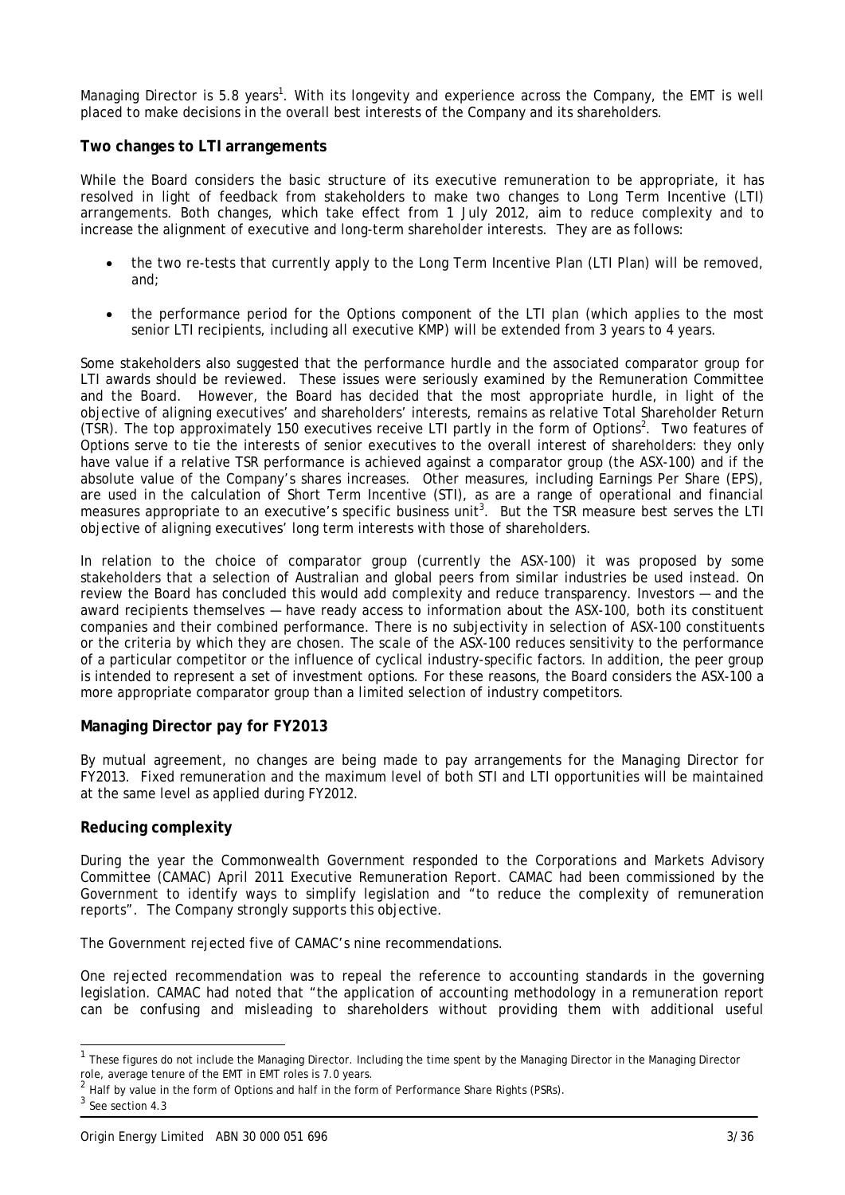Managing Director is 5.8 years[1]. With its longevity and experience across the Company, the EMT is well placed to make decisions in the overall best interests of the Company and its shareholders.

## Two changes to LTI arrangements

While the Board considers the basic structure of its executive remuneration to be appropriate, it has resolved in light of feedback from stakeholders to make two changes to Long Term Incentive (LTI) arrangements. Both changes, which take effect from 1 July 2012, aim to reduce complexity and to increase the alignment of executive and long-term shareholder interests. They are as follows:

- the two re-tests that currently apply to the Long Term Incentive Plan (LTI Plan) will be removed, and;
- the performance period for the Options component of the LTI plan (which applies to the most senior LTI recipients, including all executive KMP) will be extended from 3 years to 4 years.

Some stakeholders also suggested that the performance hurdle and the associated comparator group for LTI awards should be reviewed. These issues were seriously examined by the Remuneration Committee and the Board. However, the Board has decided that the most appropriate hurdle, in light of the objective of aligning executives' and shareholders' interests, remains as relative Total Shareholder Return (TSR). The top approximately 150 executives receive LTI partly in the form of Options[2]. Two features of Options serve to tie the interests of senior executives to the overall interest of shareholders: they only have value if a relative TSR performance is achieved against a comparator group (the ASX-100) and if the absolute value of the Company's shares increases. Other measures, including Earnings Per Share (EPS), are used in the calculation of Short Term Incentive (STI), as are a range of operational and financial measures appropriate to an executive's specific business unit[3]. But the TSR measure best serves the LTI objective of aligning executives' long term interests with those of shareholders.

In relation to the choice of comparator group (currently the ASX-100) it was proposed by some stakeholders that a selection of Australian and global peers from similar industries be used instead. On review the Board has concluded this would add complexity and reduce transparency. Investors — and the award recipients themselves — have ready access to information about the ASX-100, both its constituent companies and their combined performance. There is no subjectivity in selection of ASX-100 constituents or the criteria by which they are chosen. The scale of the ASX-100 reduces sensitivity to the performance of a particular competitor or the influence of cyclical industry-specific factors. In addition, the peer group is intended to represent a set of investment options. For these reasons, the Board considers the ASX-100 a more appropriate comparator group than a limited selection of industry competitors.

## Managing Director pay for FY2013

By mutual agreement, no changes are being made to pay arrangements for the Managing Director for FY2013. Fixed remuneration and the maximum level of both STI and LTI opportunities will be maintained at the same level as applied during FY2012.

## Reducing complexity

During the year the Commonwealth Government responded to the Corporations and Markets Advisory Committee (CAMAC) April 2011 Executive Remuneration Report. CAMAC had been commissioned by the Government to identify ways to simplify legislation and "to reduce the complexity of remuneration reports". The Company strongly supports this objective.

The Government rejected five of CAMAC's nine recommendations.

One rejected recommendation was to repeal the reference to accounting standards in the governing legislation. CAMAC had noted that "the application of accounting methodology in a remuneration report can be confusing and misleading to shareholders without providing them with additional useful

---

[1] These figures do not include the Managing Director. Including the time spent by the Managing Director in the Managing Director role, average tenure of the EMT in EMT roles is 7.0 years.

[2] Half by value in the form of Options and half in the form of Performance Share Rights (PSRs).

[3] See section 4.3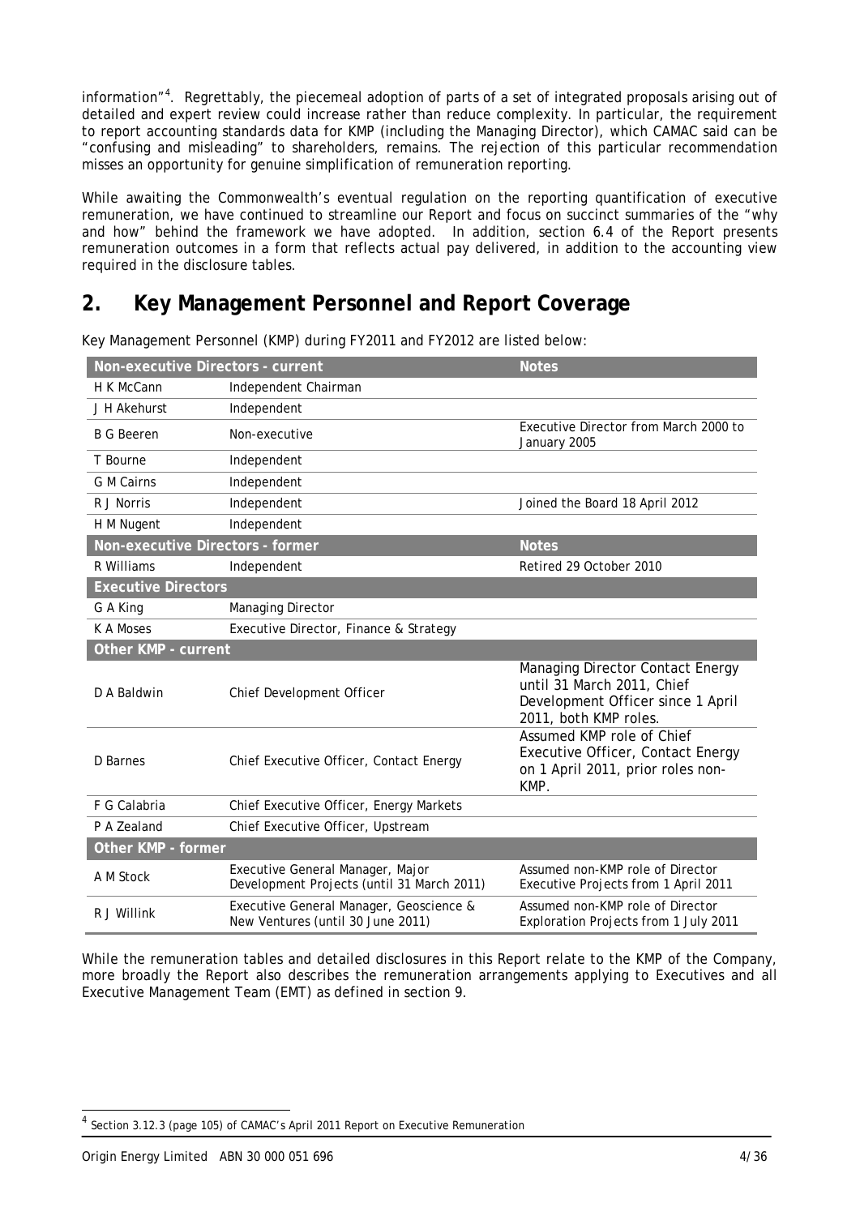information"[4]. Regrettably, the piecemeal adoption of parts of a set of integrated proposals arising out of detailed and expert review could increase rather than reduce complexity. In particular, the requirement to report accounting standards data for KMP (including the Managing Director), which CAMAC said can be "confusing and misleading" to shareholders, remains. The rejection of this particular recommendation misses an opportunity for genuine simplification of remuneration reporting.

While awaiting the Commonwealth's eventual regulation on the reporting quantification of executive remuneration, we have continued to streamline our Report and focus on succinct summaries of the "why and how" behind the framework we have adopted. In addition, section 6.4 of the Report presents remuneration outcomes in a form that reflects actual pay delivered, in addition to the accounting view required in the disclosure tables.

## 2. Key Management Personnel and Report Coverage

Key Management Personnel (KMP) during FY2011 and FY2012 are listed below:

| Non-executive Directors - current | | Notes |
|---|---|---|
| H K McCann | Independent Chairman | |
| J H Akehurst | Independent | |
| B G Beeren | Non-executive | Executive Director from March 2000 to January 2005 |
| T Bourne | Independent | |
| G M Cairns | Independent | |
| R J Norris | Independent | Joined the Board 18 April 2012 |
| H M Nugent | Independent | |
| **Non-executive Directors - former** | | **Notes** |
| R Williams | Independent | Retired 29 October 2010 |
| **Executive Directors** | | |
| G A King | Managing Director | |
| K A Moses | Executive Director, Finance & Strategy | |
| **Other KMP - current** | | |
| D A Baldwin | Chief Development Officer | Managing Director Contact Energy until 31 March 2011, Chief Development Officer since 1 April 2011, both KMP roles. |
| D Barnes | Chief Executive Officer, Contact Energy | Assumed KMP role of Chief Executive Officer, Contact Energy on 1 April 2011, prior roles non-KMP. |
| F G Calabria | Chief Executive Officer, Energy Markets | |
| P A Zealand | Chief Executive Officer, Upstream | |
| **Other KMP - former** | | |
| A M Stock | Executive General Manager, Major Development Projects (until 31 March 2011) | Assumed non-KMP role of Director Executive Projects from 1 April 2011 |
| R J Willink | Executive General Manager, Geoscience & New Ventures (until 30 June 2011) | Assumed non-KMP role of Director Exploration Projects from 1 July 2011 |

While the remuneration tables and detailed disclosures in this Report relate to the KMP of the Company, more broadly the Report also describes the remuneration arrangements applying to Executives and all Executive Management Team (EMT) as defined in section 9.

[4] Section 3.12.3 (page 105) of CAMAC's April 2011 Report on Executive Remuneration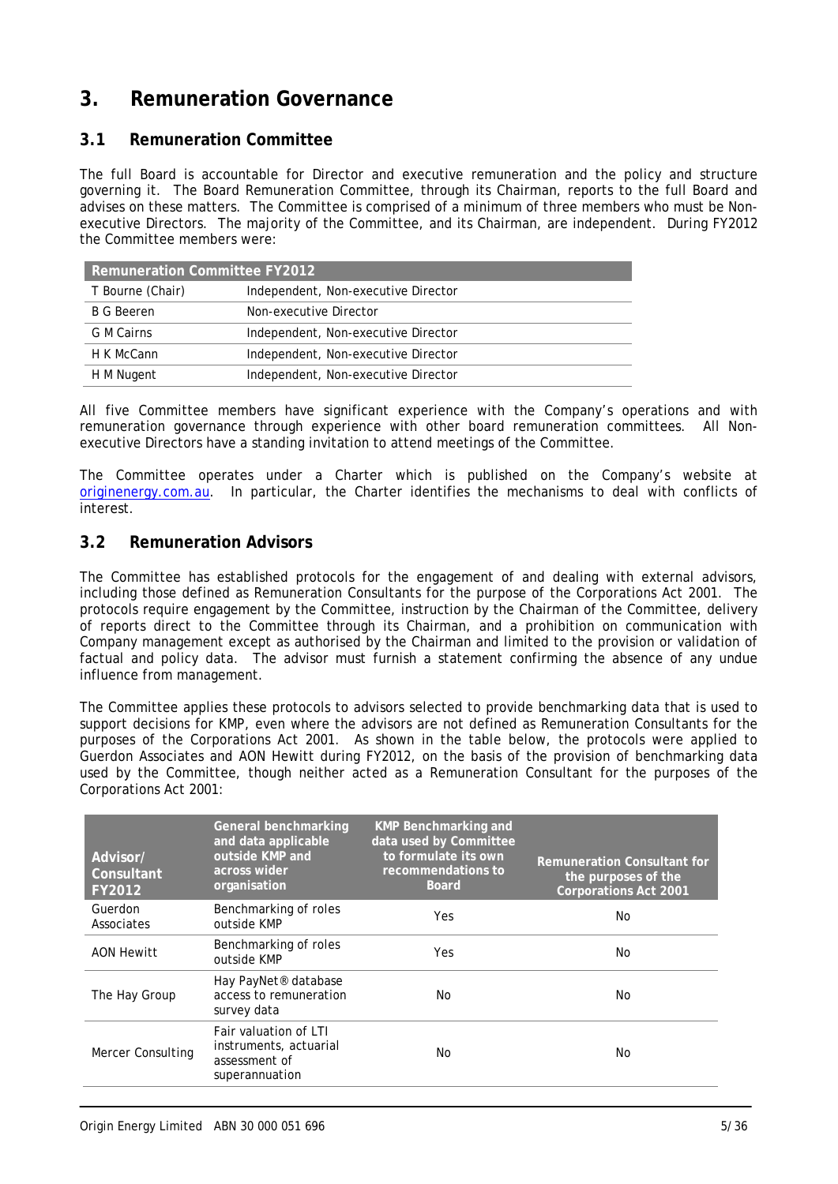# 3. Remuneration Governance

## 3.1 Remuneration Committee

The full Board is accountable for Director and executive remuneration and the policy and structure governing it. The Board Remuneration Committee, through its Chairman, reports to the full Board and advises on these matters. The Committee is comprised of a minimum of three members who must be Non-executive Directors. The majority of the Committee, and its Chairman, are independent. During FY2012 the Committee members were:

| Remuneration Committee FY2012 | |
|---|---|
| T Bourne (Chair) | Independent, Non-executive Director |
| B G Beeren | Non-executive Director |
| G M Cairns | Independent, Non-executive Director |
| H K McCann | Independent, Non-executive Director |
| H M Nugent | Independent, Non-executive Director |

All five Committee members have significant experience with the Company's operations and with remuneration governance through experience with other board remuneration committees. All Non-executive Directors have a standing invitation to attend meetings of the Committee.

The Committee operates under a Charter which is published on the Company's website at originenergy.com.au. In particular, the Charter identifies the mechanisms to deal with conflicts of interest.

## 3.2 Remuneration Advisors

The Committee has established protocols for the engagement of and dealing with external advisors, including those defined as Remuneration Consultants for the purpose of the Corporations Act 2001. The protocols require engagement by the Committee, instruction by the Chairman of the Committee, delivery of reports direct to the Committee through its Chairman, and a prohibition on communication with Company management except as authorised by the Chairman and limited to the provision or validation of factual and policy data. The advisor must furnish a statement confirming the absence of any undue influence from management.

The Committee applies these protocols to advisors selected to provide benchmarking data that is used to support decisions for KMP, even where the advisors are not defined as Remuneration Consultants for the purposes of the Corporations Act 2001. As shown in the table below, the protocols were applied to Guerdon Associates and AON Hewitt during FY2012, on the basis of the provision of benchmarking data used by the Committee, though neither acted as a Remuneration Consultant for the purposes of the Corporations Act 2001:

| Advisor/ Consultant FY2012 | General benchmarking and data applicable outside KMP and across wider organisation | KMP Benchmarking and data used by Committee to formulate its own recommendations to Board | Remuneration Consultant for the purposes of the Corporations Act 2001 |
|---|---|---|---|
| Guerdon Associates | Benchmarking of roles outside KMP | Yes | No |
| AON Hewitt | Benchmarking of roles outside KMP | Yes | No |
| The Hay Group | Hay PayNet® database access to remuneration survey data | No | No |
| Mercer Consulting | Fair valuation of LTI instruments, actuarial assessment of superannuation | No | No |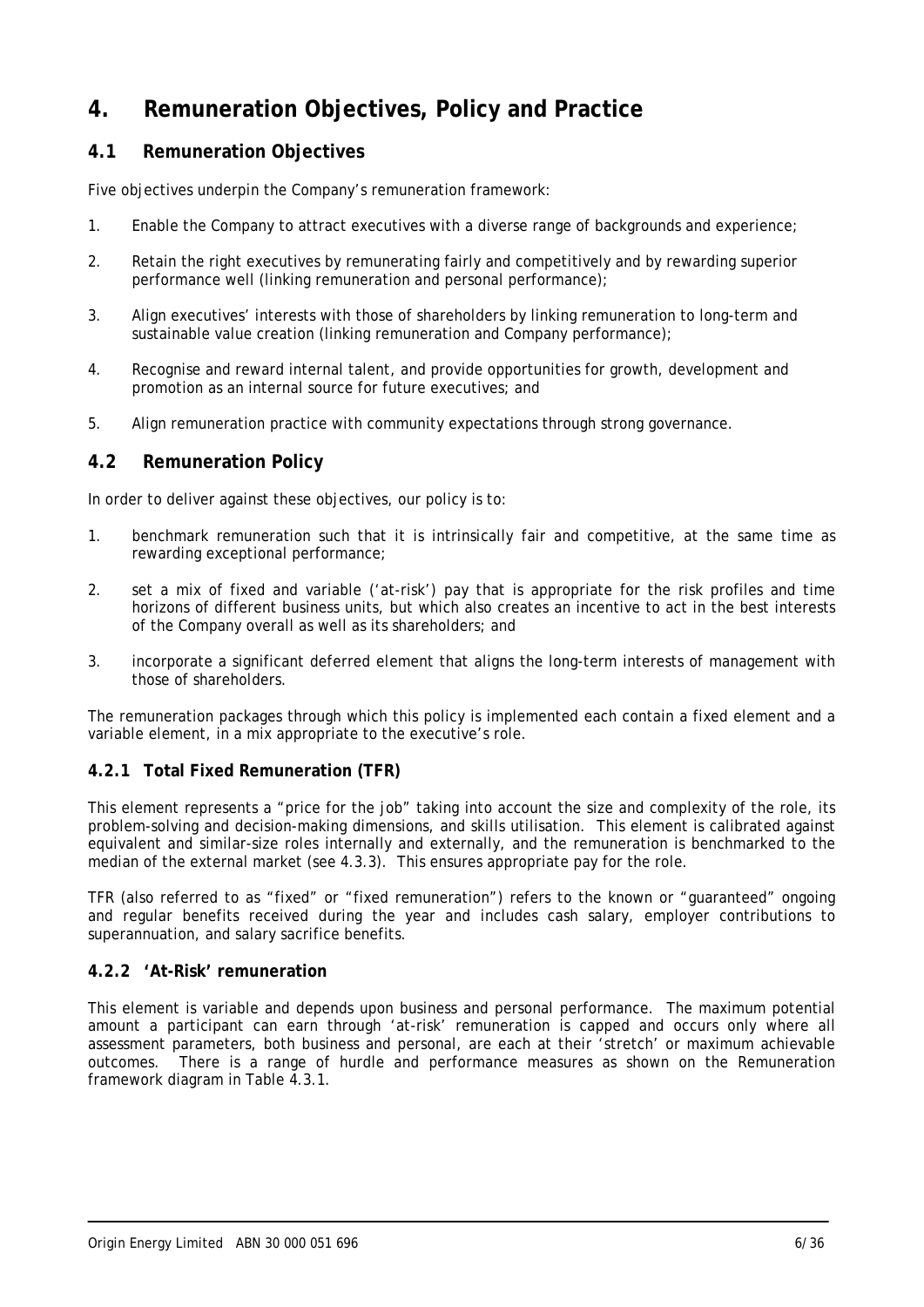# 4. Remuneration Objectives, Policy and Practice

## 4.1 Remuneration Objectives

Five objectives underpin the Company's remuneration framework:

1. Enable the Company to attract executives with a diverse range of backgrounds and experience;
2. Retain the right executives by remunerating fairly and competitively and by rewarding superior performance well (linking remuneration and personal performance);
3. Align executives' interests with those of shareholders by linking remuneration to long-term and sustainable value creation (linking remuneration and Company performance);
4. Recognise and reward internal talent, and provide opportunities for growth, development and promotion as an internal source for future executives; and
5. Align remuneration practice with community expectations through strong governance.

## 4.2 Remuneration Policy

In order to deliver against these objectives, our policy is to:

1. benchmark remuneration such that it is intrinsically fair and competitive, at the same time as rewarding exceptional performance;
2. set a mix of fixed and variable ('at-risk') pay that is appropriate for the risk profiles and time horizons of different business units, but which also creates an incentive to act in the best interests of the Company overall as well as its shareholders; and
3. incorporate a significant deferred element that aligns the long-term interests of management with those of shareholders.

The remuneration packages through which this policy is implemented each contain a fixed element and a variable element, in a mix appropriate to the executive's role.

### 4.2.1 Total Fixed Remuneration (TFR)

This element represents a "price for the job" taking into account the size and complexity of the role, its problem-solving and decision-making dimensions, and skills utilisation. This element is calibrated against equivalent and similar-size roles internally and externally, and the remuneration is benchmarked to the median of the external market (see 4.3.3). This ensures appropriate pay for the role.

TFR (also referred to as "fixed" or "fixed remuneration") refers to the known or "guaranteed" ongoing and regular benefits received during the year and includes cash salary, employer contributions to superannuation, and salary sacrifice benefits.

### 4.2.2 'At-Risk' remuneration

This element is variable and depends upon business and personal performance. The maximum potential amount a participant can earn through 'at-risk' remuneration is capped and occurs only where all assessment parameters, both business and personal, are each at their 'stretch' or maximum achievable outcomes. There is a range of hurdle and performance measures as shown on the Remuneration framework diagram in Table 4.3.1.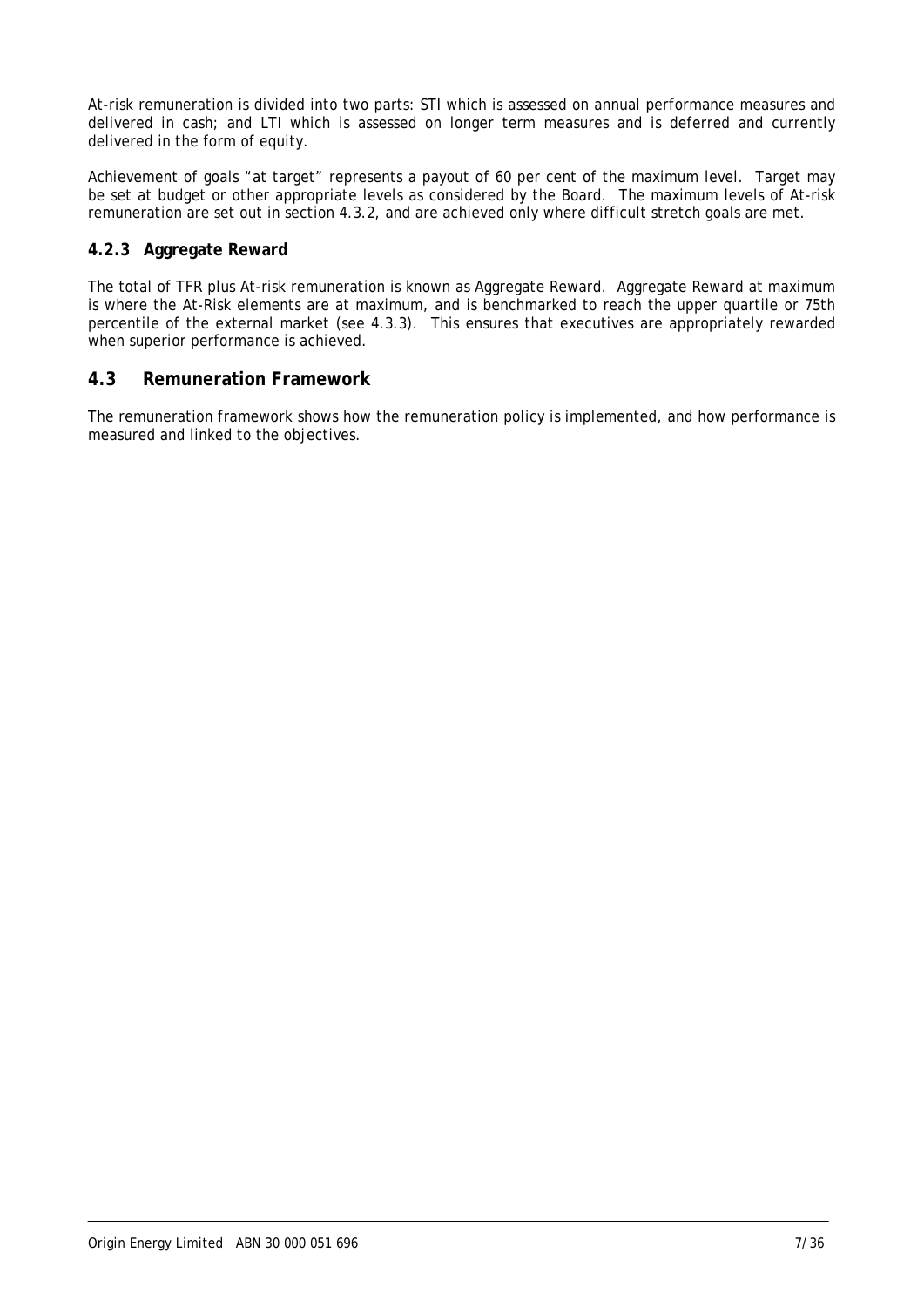At-risk remuneration is divided into two parts: STI which is assessed on annual performance measures and delivered in cash; and LTI which is assessed on longer term measures and is deferred and currently delivered in the form of equity.

Achievement of goals "at target" represents a payout of 60 per cent of the maximum level. Target may be set at budget or other appropriate levels as considered by the Board. The maximum levels of At-risk remuneration are set out in section 4.3.2, and are achieved only where difficult stretch goals are met.

### 4.2.3 Aggregate Reward

The total of TFR plus At-risk remuneration is known as Aggregate Reward. Aggregate Reward at maximum is where the At-Risk elements are at maximum, and is benchmarked to reach the upper quartile or 75th percentile of the external market (see 4.3.3). This ensures that executives are appropriately rewarded when superior performance is achieved.

## 4.3 Remuneration Framework

The remuneration framework shows how the remuneration policy is implemented, and how performance is measured and linked to the objectives.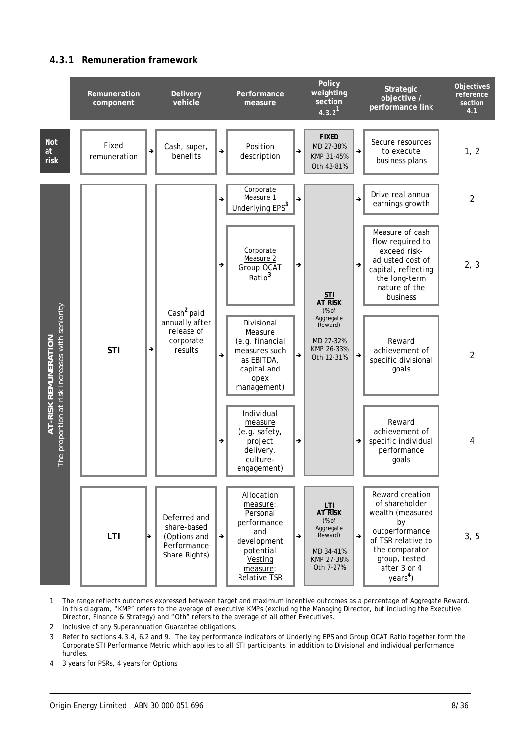### 4.3.1 Remuneration framework

| | Remuneration component | Delivery vehicle | Performance measure | Policy weighting section 4.3.2[1] | Strategic objective / performance link | Objectives reference section 4.1 |
|---|---|---|---|---|---|---|
| Not at risk | Fixed remuneration | Cash, super, benefits | Position description | **FIXED** MD 27-38% KMP 31-45% Oth 43-81% | Secure resources to execute business plans | 1, 2 |
| AT-RISK REMUNERATION *The proportion at risk increases with seniority* | STI | Cash[2] paid annually after release of corporate results | Corporate Measure 1 Underlying EPS[3] | **STI AT RISK** (% of Aggregate Reward) MD 27-32% KMP 26-33% Oth 12-31% | Drive real annual earnings growth | 2 |
| | | | Corporate Measure 2 Group OCAT Ratio[3] | | Measure of cash flow required to exceed risk-adjusted cost of capital, reflecting the long-term nature of the business | 2, 3 |
| | | | Divisional Measure (e.g. financial measures such as EBITDA, capital and opex management) | | Reward achievement of specific divisional goals | 2 |
| | | | Individual measure (e.g. safety, project delivery, culture-engagement) | | Reward achievement of specific individual performance goals | 4 |
| | LTI | Deferred and share-based (Options and Performance Share Rights) | Allocation measure: Personal performance and development potential Vesting measure: Relative TSR | **LTI AT RISK** (% of Aggregate Reward) MD 34-41% KMP 27-38% Oth 7-27% | Reward creation of shareholder wealth (measured by outperformance of TSR relative to the comparator group, tested after 3 or 4 years[4]) | 3, 5 |

1 The range reflects outcomes expressed between target and maximum incentive outcomes as a percentage of Aggregate Reward. In this diagram, "KMP" refers to the average of executive KMPs (excluding the Managing Director, but including the Executive Director, Finance & Strategy) and "Oth" refers to the average of all other Executives.

2 Inclusive of any Superannuation Guarantee obligations.

3 Refer to sections 4.3.4, 6.2 and 9. The key performance indicators of Underlying EPS and Group OCAT Ratio together form the Corporate STI Performance Metric which applies to all STI participants, in addition to Divisional and individual performance hurdles.

4 3 years for PSRs, 4 years for Options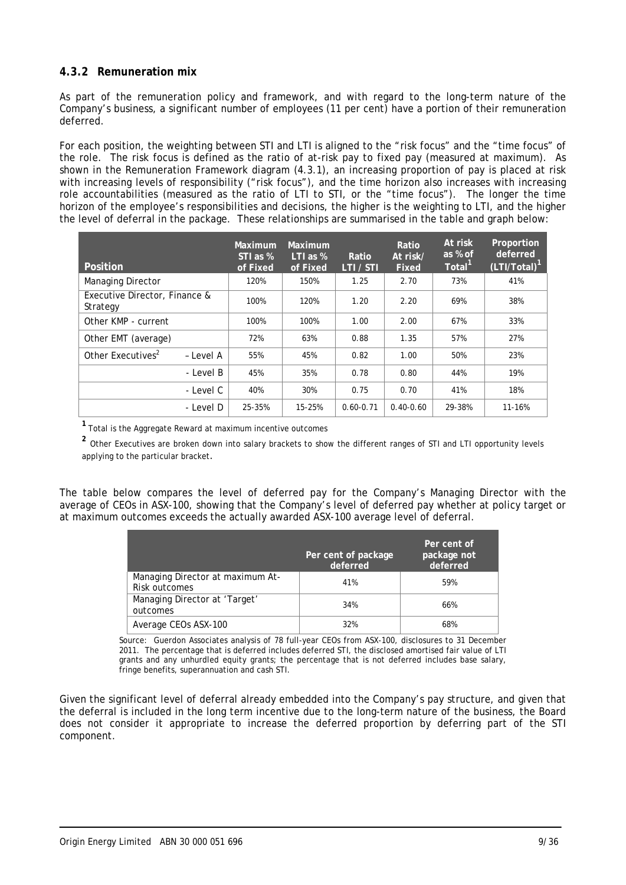### 4.3.2 Remuneration mix

As part of the remuneration policy and framework, and with regard to the long-term nature of the Company's business, a significant number of employees (11 per cent) have a portion of their remuneration deferred.

For each position, the weighting between STI and LTI is aligned to the "risk focus" and the "time focus" of the role. The risk focus is defined as the ratio of at-risk pay to fixed pay (measured at maximum). As shown in the Remuneration Framework diagram (4.3.1), an increasing proportion of pay is placed at risk with increasing levels of responsibility ("risk focus"), and the time horizon also increases with increasing role accountabilities (measured as the ratio of LTI to STI, or the "time focus"). The longer the time horizon of the employee's responsibilities and decisions, the higher is the weighting to LTI, and the higher the level of deferral in the package. These relationships are summarised in the table and graph below:

| Position | | Maximum STI as % of Fixed | Maximum LTI as % of Fixed | Ratio LTI / STI | Ratio At risk/ Fixed | At risk as % of Total[1] | Proportion deferred (LTI/Total)[1] |
|---|---|---|---|---|---|---|---|
| Managing Director | | 120% | 150% | 1.25 | 2.70 | 73% | 41% |
| Executive Director, Finance & Strategy | | 100% | 120% | 1.20 | 2.20 | 69% | 38% |
| Other KMP - current | | 100% | 100% | 1.00 | 2.00 | 67% | 33% |
| Other EMT (average) | | 72% | 63% | 0.88 | 1.35 | 57% | 27% |
| Other Executives[2] | – Level A | 55% | 45% | 0.82 | 1.00 | 50% | 23% |
| | - Level B | 45% | 35% | 0.78 | 0.80 | 44% | 19% |
| | - Level C | 40% | 30% | 0.75 | 0.70 | 41% | 18% |
| | - Level D | 25-35% | 15-25% | 0.60-0.71 | 0.40-0.60 | 29-38% | 11-16% |

[1] Total is the Aggregate Reward at maximum incentive outcomes

[2] Other Executives are broken down into salary brackets to show the different ranges of STI and LTI opportunity levels applying to the particular bracket.

The table below compares the level of deferred pay for the Company's Managing Director with the average of CEOs in ASX-100, showing that the Company's level of deferred pay whether at policy target or at maximum outcomes exceeds the actually awarded ASX-100 average level of deferral.

| | Per cent of package deferred | Per cent of package not deferred |
|---|---|---|
| Managing Director at maximum At-Risk outcomes | 41% | 59% |
| Managing Director at 'Target' outcomes | 34% | 66% |
| Average CEOs ASX-100 | 32% | 68% |

Source: Guerdon Associates analysis of 78 full-year CEOs from ASX-100, disclosures to 31 December 2011. The percentage that is deferred includes deferred STI, the disclosed amortised fair value of LTI grants and any unhurdled equity grants; the percentage that is not deferred includes base salary, fringe benefits, superannuation and cash STI.

Given the significant level of deferral already embedded into the Company's pay structure, and given that the deferral is included in the long term incentive due to the long-term nature of the business, the Board does not consider it appropriate to increase the deferred proportion by deferring part of the STI component.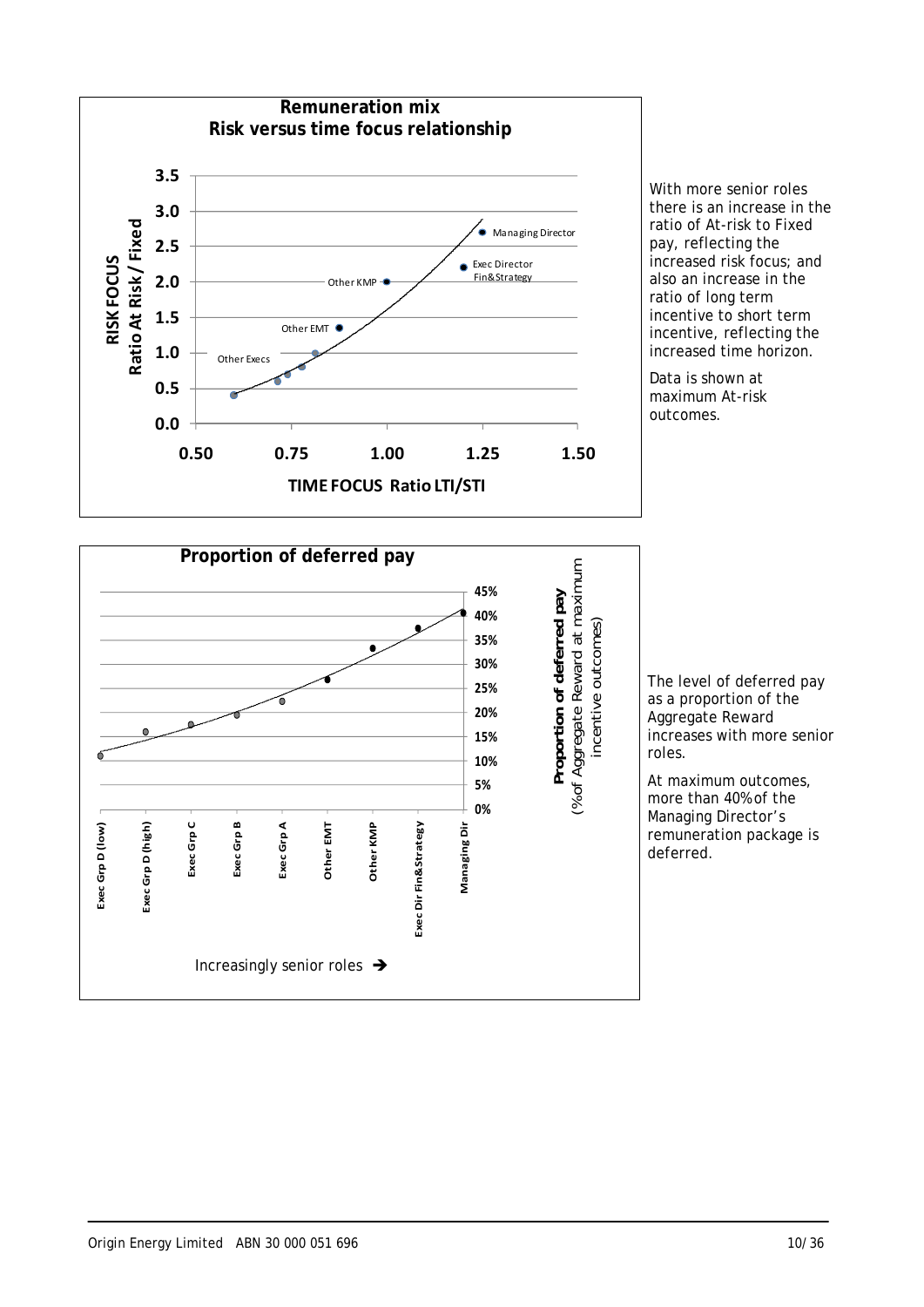**Remuneration mix**
**Risk versus time focus relationship**

With more senior roles there is an increase in the ratio of At-risk to Fixed pay, reflecting the increased risk focus; and also an increase in the ratio of long term incentive to short term incentive, reflecting the increased time horizon.

Data is shown at maximum At-risk outcomes.

**Proportion of deferred pay**

The level of deferred pay as a proportion of the Aggregate Reward increases with more senior roles.

At maximum outcomes, more than 40% of the Managing Director's remuneration package is deferred.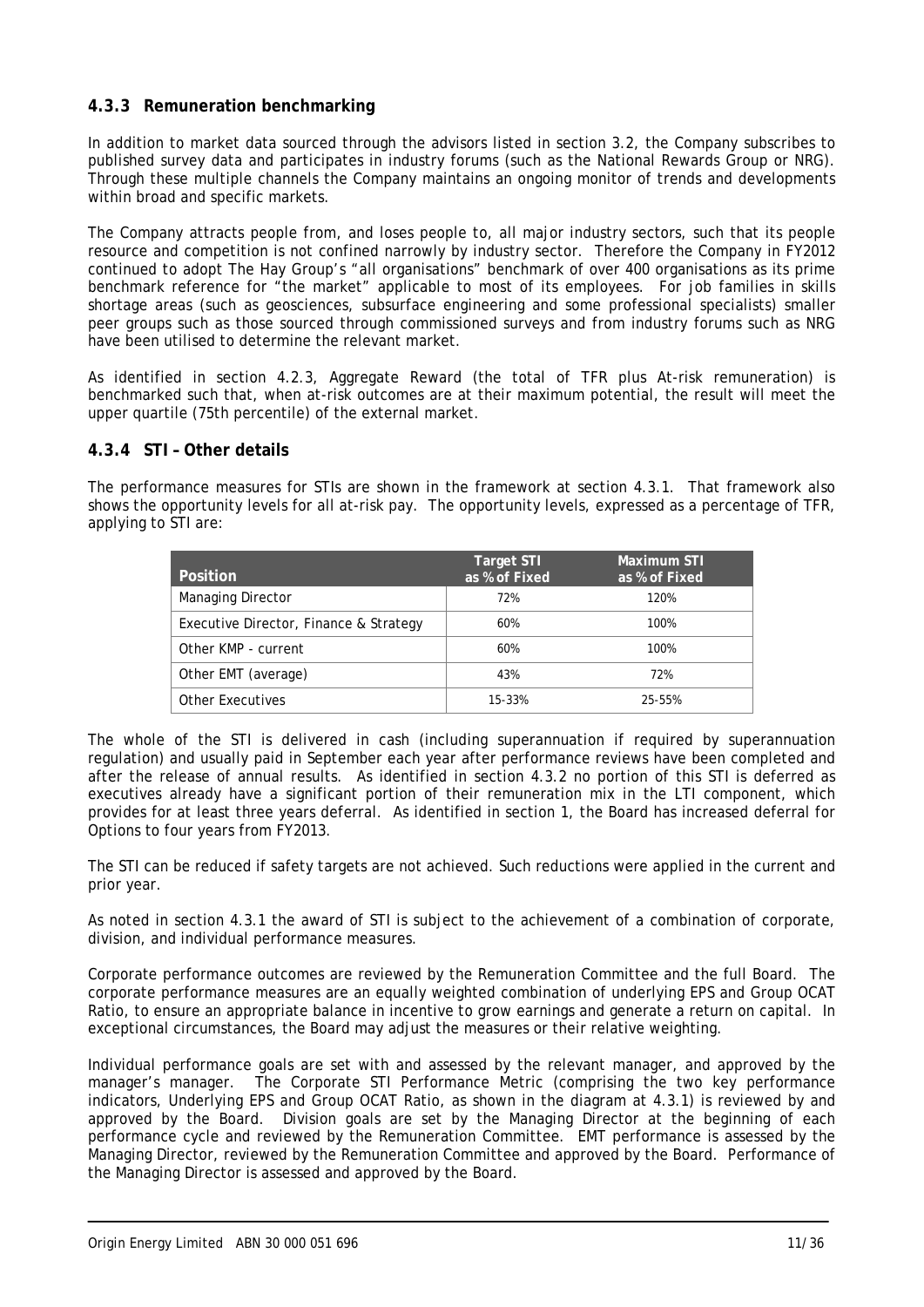### 4.3.3 Remuneration benchmarking

In addition to market data sourced through the advisors listed in section 3.2, the Company subscribes to published survey data and participates in industry forums (such as the National Rewards Group or NRG). Through these multiple channels the Company maintains an ongoing monitor of trends and developments within broad and specific markets.

The Company attracts people from, and loses people to, all major industry sectors, such that its people resource and competition is not confined narrowly by industry sector. Therefore the Company in FY2012 continued to adopt The Hay Group's "all organisations" benchmark of over 400 organisations as its prime benchmark reference for "the market" applicable to most of its employees. For job families in skills shortage areas (such as geosciences, subsurface engineering and some professional specialists) smaller peer groups such as those sourced through commissioned surveys and from industry forums such as NRG have been utilised to determine the relevant market.

As identified in section 4.2.3, Aggregate Reward (the total of TFR plus At-risk remuneration) is benchmarked such that, when at-risk outcomes are at their maximum potential, the result will meet the upper quartile (75th percentile) of the external market.

### 4.3.4 STI – Other details

The performance measures for STIs are shown in the framework at section 4.3.1. That framework also shows the opportunity levels for all at-risk pay. The opportunity levels, expressed as a percentage of TFR, applying to STI are:

| Position | Target STI as % of Fixed | Maximum STI as % of Fixed |
|---|---|---|
| Managing Director | 72% | 120% |
| Executive Director, Finance & Strategy | 60% | 100% |
| Other KMP - current | 60% | 100% |
| Other EMT (average) | 43% | 72% |
| Other Executives | 15-33% | 25-55% |

The whole of the STI is delivered in cash (including superannuation if required by superannuation regulation) and usually paid in September each year after performance reviews have been completed and after the release of annual results. As identified in section 4.3.2 no portion of this STI is deferred as executives already have a significant portion of their remuneration mix in the LTI component, which provides for at least three years deferral. As identified in section 1, the Board has increased deferral for Options to four years from FY2013.

The STI can be reduced if safety targets are not achieved. Such reductions were applied in the current and prior year.

As noted in section 4.3.1 the award of STI is subject to the achievement of a combination of corporate, division, and individual performance measures.

Corporate performance outcomes are reviewed by the Remuneration Committee and the full Board. The corporate performance measures are an equally weighted combination of underlying EPS and Group OCAT Ratio, to ensure an appropriate balance in incentive to grow earnings and generate a return on capital. In exceptional circumstances, the Board may adjust the measures or their relative weighting.

Individual performance goals are set with and assessed by the relevant manager, and approved by the manager's manager. The Corporate STI Performance Metric (comprising the two key performance indicators, Underlying EPS and Group OCAT Ratio, as shown in the diagram at 4.3.1) is reviewed by and approved by the Board. Division goals are set by the Managing Director at the beginning of each performance cycle and reviewed by the Remuneration Committee. EMT performance is assessed by the Managing Director, reviewed by the Remuneration Committee and approved by the Board. Performance of the Managing Director is assessed and approved by the Board.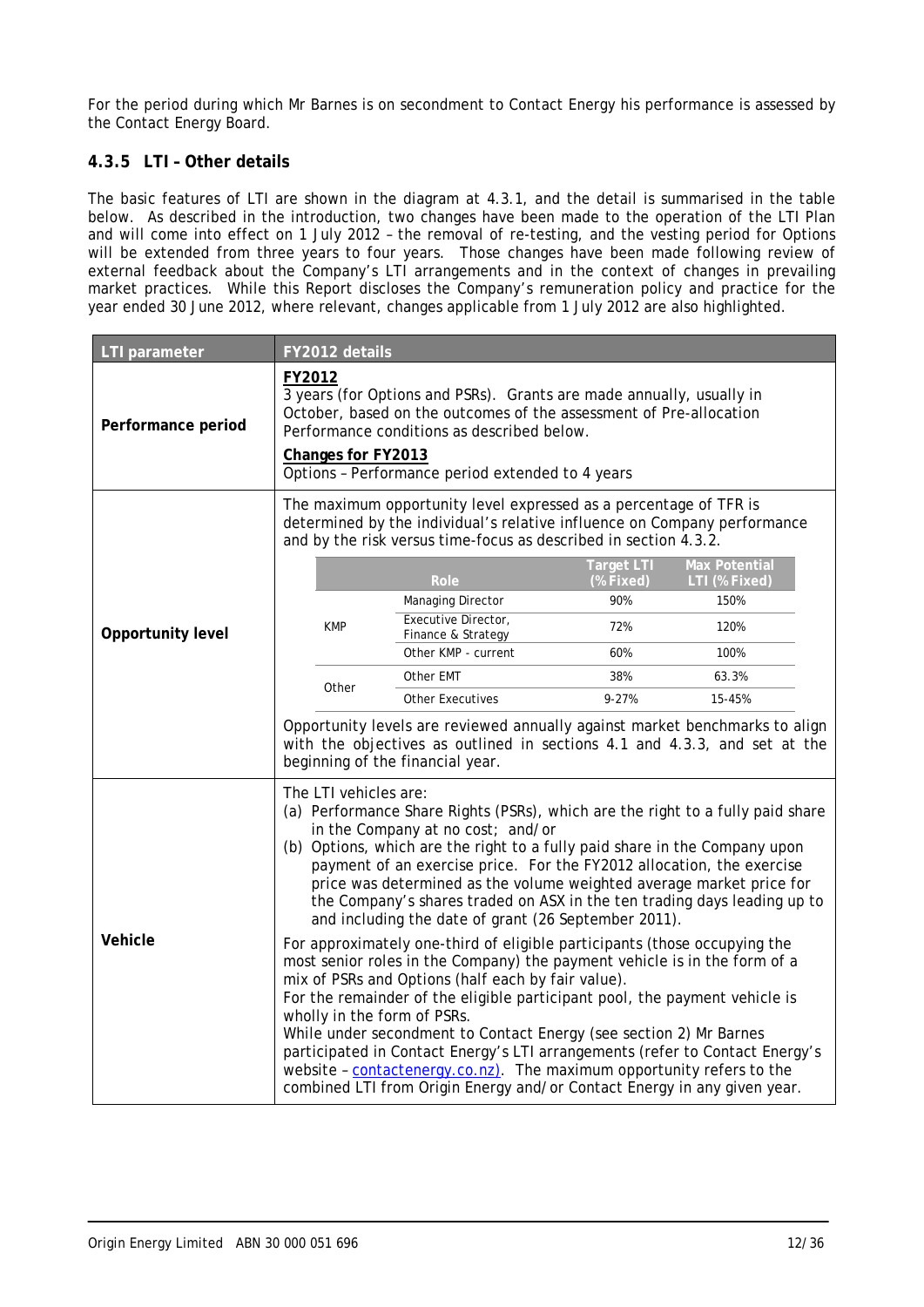For the period during which Mr Barnes is on secondment to Contact Energy his performance is assessed by the Contact Energy Board.

### 4.3.5 LTI – Other details

The basic features of LTI are shown in the diagram at 4.3.1, and the detail is summarised in the table below. As described in the introduction, two changes have been made to the operation of the LTI Plan and will come into effect on 1 July 2012 – the removal of re-testing, and the vesting period for Options will be extended from three years to four years. Those changes have been made following review of external feedback about the Company's LTI arrangements and in the context of changes in prevailing market practices. While this Report discloses the Company's remuneration policy and practice for the year ended 30 June 2012, where relevant, changes applicable from 1 July 2012 are also highlighted.

| LTI parameter | FY2012 details |
|---|---|
| **Performance period** | <u>**FY2012**</u><br>3 years (for Options and PSRs). Grants are made annually, usually in October, based on the outcomes of the assessment of Pre-allocation Performance conditions as described below.<br><u>**Changes for FY2013**</u><br>Options – Performance period extended to 4 years |
| **Opportunity level** | The maximum opportunity level expressed as a percentage of TFR is determined by the individual's relative influence on Company performance and by the risk versus time-focus as described in section 4.3.2.<br>(see opportunity level table below)<br>Opportunity levels are reviewed annually against market benchmarks to align with the objectives as outlined in sections 4.1 and 4.3.3, and set at the beginning of the financial year. |
| **Vehicle** | The LTI vehicles are:<br>(a) Performance Share Rights (PSRs), which are the right to a fully paid share in the Company at no cost; and/or<br>(b) Options, which are the right to a fully paid share in the Company upon payment of an exercise price. For the FY2012 allocation, the exercise price was determined as the volume weighted average market price for the Company's shares traded on ASX in the ten trading days leading up to and including the date of grant (26 September 2011).<br>For approximately one-third of eligible participants (those occupying the most senior roles in the Company) the payment vehicle is in the form of a mix of PSRs and Options (half each by fair value).<br>For the remainder of the eligible participant pool, the payment vehicle is wholly in the form of PSRs.<br>While under secondment to Contact Energy (see section 2) Mr Barnes participated in Contact Energy's LTI arrangements (refer to Contact Energy's website – contactenergy.co.nz). The maximum opportunity refers to the combined LTI from Origin Energy and/or Contact Energy in any given year. |

Opportunity level table:

| | Role | Target LTI (% Fixed) | Max Potential LTI (% Fixed) |
|---|---|---|---|
| KMP | Managing Director | 90% | 150% |
| | Executive Director, Finance & Strategy | 72% | 120% |
| | Other KMP - current | 60% | 100% |
| Other | Other EMT | 38% | 63.3% |
| | Other Executives | 9-27% | 15-45% |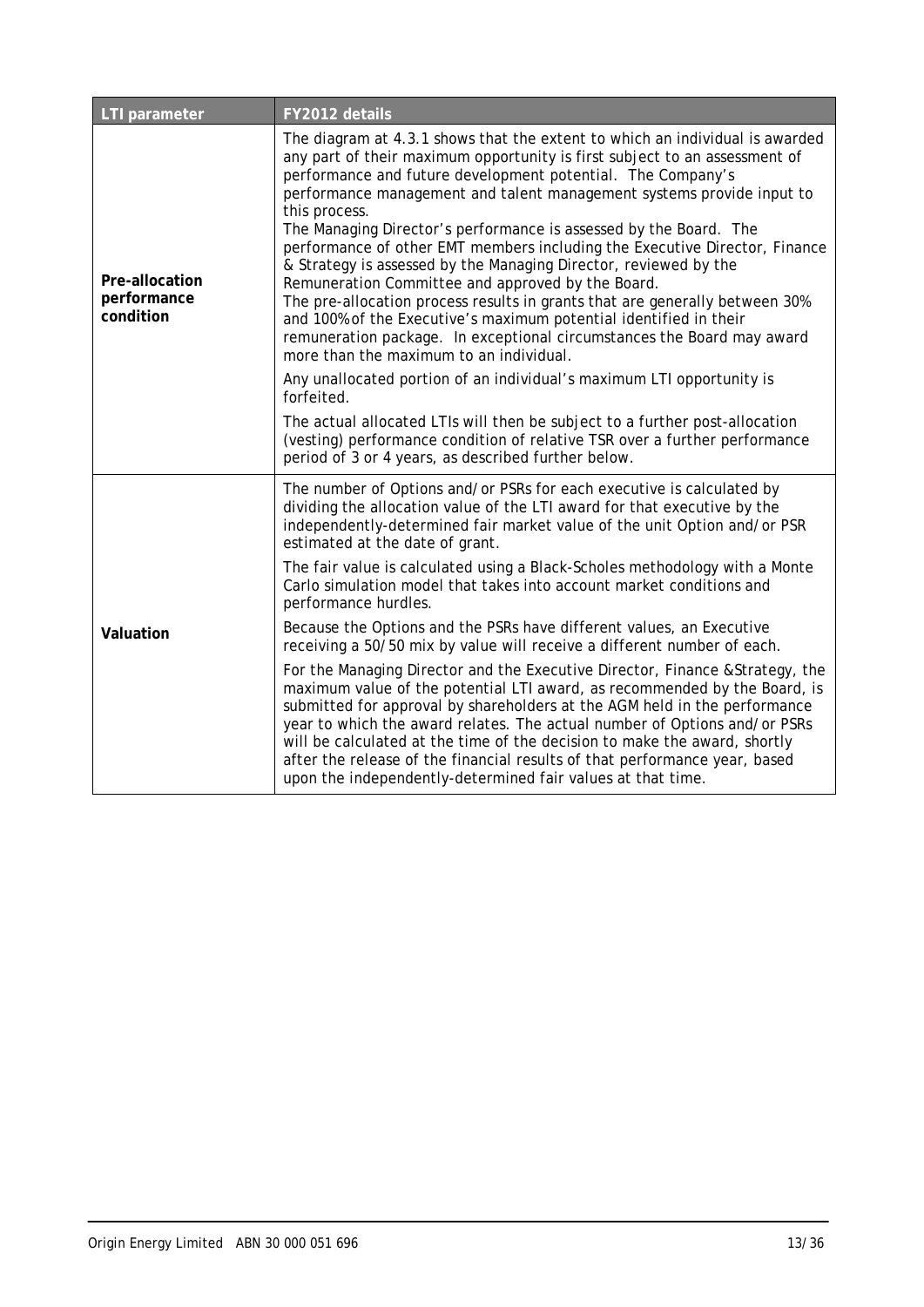| LTI parameter | FY2012 details |
| --- | --- |
| **Pre-allocation performance condition** | The diagram at 4.3.1 shows that the extent to which an individual is awarded any part of their maximum opportunity is first subject to an assessment of performance and future development potential. The Company's performance management and talent management systems provide input to this process.<br>The Managing Director's performance is assessed by the Board. The performance of other EMT members including the Executive Director, Finance & Strategy is assessed by the Managing Director, reviewed by the Remuneration Committee and approved by the Board.<br>The pre-allocation process results in grants that are generally between 30% and 100% of the Executive's maximum potential identified in their remuneration package. In exceptional circumstances the Board may award more than the maximum to an individual.<br><br>Any unallocated portion of an individual's maximum LTI opportunity is forfeited.<br><br>The actual allocated LTIs will then be subject to a further post-allocation (vesting) performance condition of relative TSR over a further performance period of 3 or 4 years, as described further below. |
| **Valuation** | The number of Options and/or PSRs for each executive is calculated by dividing the allocation value of the LTI award for that executive by the independently-determined fair market value of the unit Option and/or PSR estimated at the date of grant.<br><br>The fair value is calculated using a Black-Scholes methodology with a Monte Carlo simulation model that takes into account market conditions and performance hurdles.<br><br>Because the Options and the PSRs have different values, an Executive receiving a 50/50 mix by value will receive a different number of each.<br><br>For the Managing Director and the Executive Director, Finance &Strategy, the maximum value of the potential LTI award, as recommended by the Board, is submitted for approval by shareholders at the AGM held in the performance year to which the award relates. The actual number of Options and/or PSRs will be calculated at the time of the decision to make the award, shortly after the release of the financial results of that performance year, based upon the independently-determined fair values at that time. |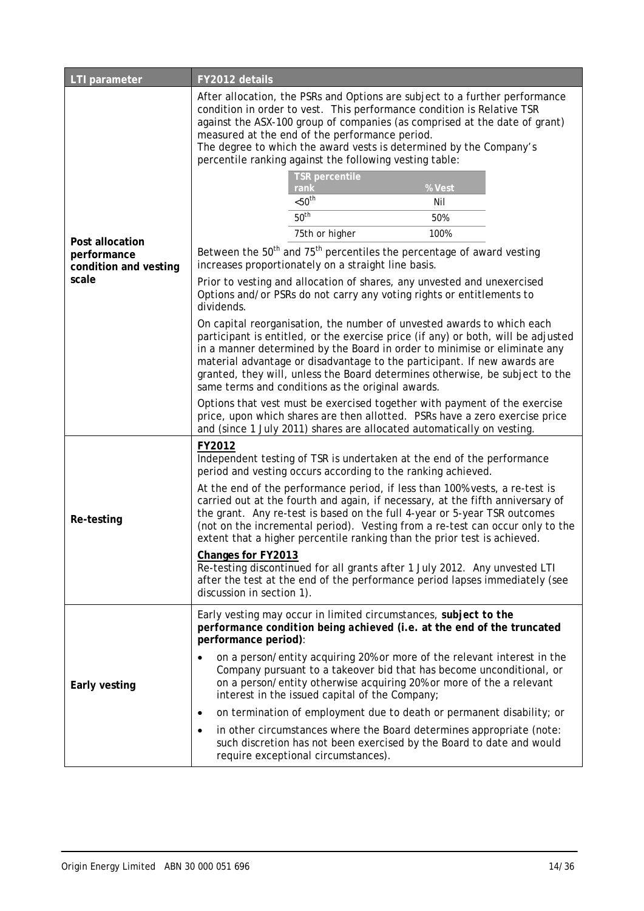<table>
<thead>
<tr><th>LTI parameter</th><th>FY2012 details</th></tr>
</thead>
<tbody>
<tr><td><b>Post allocation performance condition and vesting scale</b></td><td>After allocation, the PSRs and Options are subject to a further performance condition in order to vest. This performance condition is Relative TSR against the ASX-100 group of companies (as comprised at the date of grant) measured at the end of the performance period.<br>The degree to which the award vests is determined by the Company's percentile ranking against the following vesting table:<br><br><table><tr><th>TSR percentile rank</th><th>% Vest</th></tr><tr><td>&lt;50th</td><td>Nil</td></tr><tr><td>50th</td><td>50%</td></tr><tr><td>75th or higher</td><td>100%</td></tr></table><br>Between the 50th and 75th percentiles the percentage of award vesting increases proportionately on a straight line basis.<br><br>Prior to vesting and allocation of shares, any unvested and unexercised Options and/or PSRs do not carry any voting rights or entitlements to dividends.<br><br>On capital reorganisation, the number of unvested awards to which each participant is entitled, or the exercise price (if any) or both, will be adjusted in a manner determined by the Board in order to minimise or eliminate any material advantage or disadvantage to the participant. If new awards are granted, they will, unless the Board determines otherwise, be subject to the same terms and conditions as the original awards.<br><br>Options that vest must be exercised together with payment of the exercise price, upon which shares are then allotted. PSRs have a zero exercise price and (since 1 July 2011) shares are allocated automatically on vesting.</td></tr>
<tr><td><b>Re-testing</b></td><td><b><u>FY2012</u></b><br>Independent testing of TSR is undertaken at the end of the performance period and vesting occurs according to the ranking achieved.<br><br>At the end of the performance period, if less than 100% vests, a re-test is carried out at the fourth and again, if necessary, at the fifth anniversary of the grant. Any re-test is based on the full 4-year or 5-year TSR outcomes (not on the incremental period). Vesting from a re-test can occur only to the extent that a higher percentile ranking than the prior test is achieved.<br><br><b><u>Changes for FY2013</u></b><br>Re-testing discontinued for all grants after 1 July 2012. Any unvested LTI after the test at the end of the performance period lapses immediately (see discussion in section 1).</td></tr>
<tr><td><b>Early vesting</b></td><td>Early vesting may occur in limited circumstances, <b><i>subject to the performance condition being achieved (i.e. at the end of the truncated performance period)</i></b>:<ul><li>on a person/entity acquiring 20% or more of the relevant interest in the Company pursuant to a takeover bid that has become unconditional, or on a person/entity otherwise acquiring 20% or more of the a relevant interest in the issued capital of the Company;</li><li>on termination of employment due to death or permanent disability; or</li><li>in other circumstances where the Board determines appropriate (note: such discretion has not been exercised by the Board to date and would require exceptional circumstances).</li></ul></td></tr>
</tbody>
</table>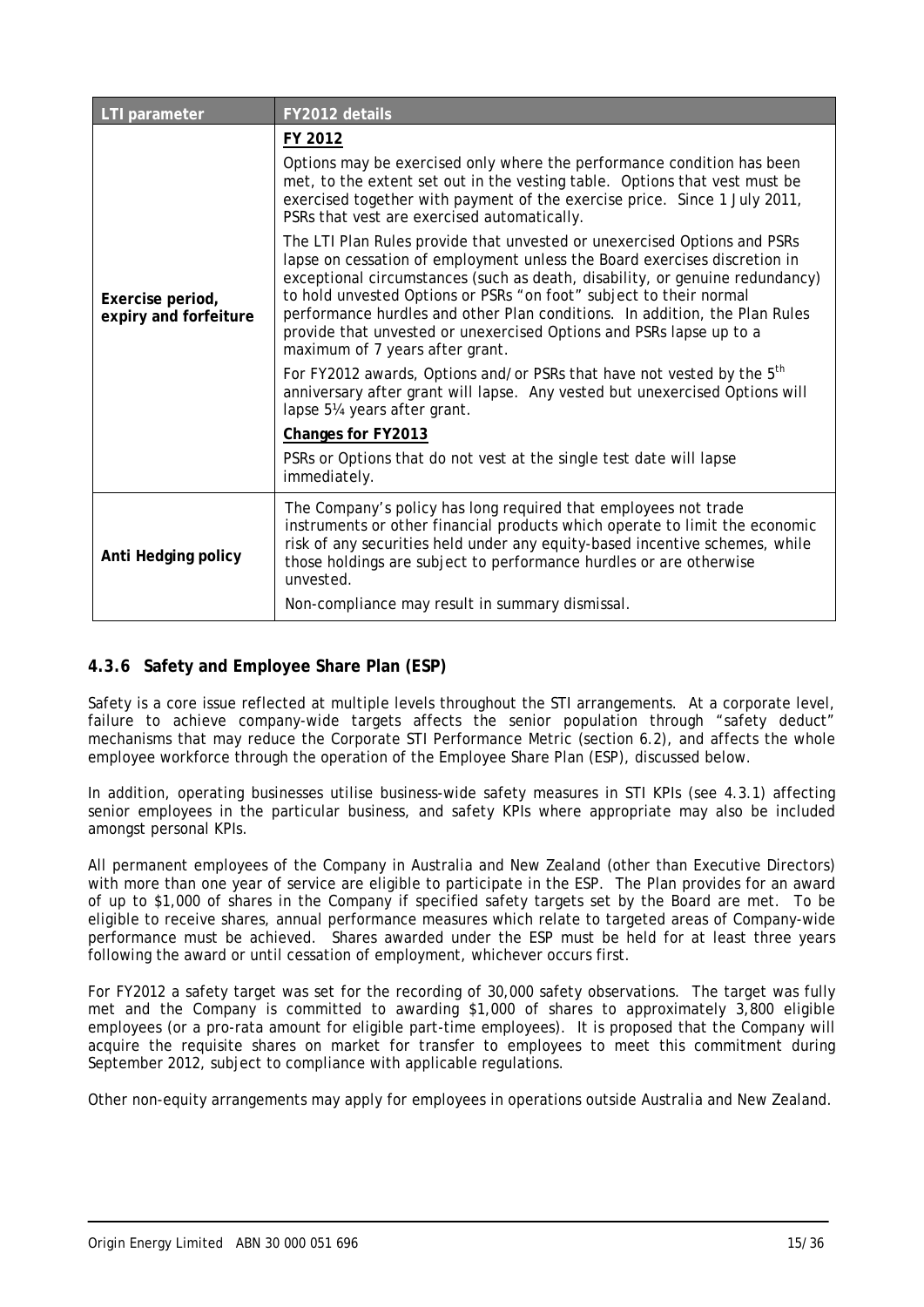| LTI parameter | FY2012 details |
| --- | --- |
| Exercise period, expiry and forfeiture | **FY 2012**<br><br>Options may be exercised only where the performance condition has been met, to the extent set out in the vesting table. Options that vest must be exercised together with payment of the exercise price. Since 1 July 2011, PSRs that vest are exercised automatically.<br><br>The LTI Plan Rules provide that unvested or unexercised Options and PSRs lapse on cessation of employment unless the Board exercises discretion in exceptional circumstances (such as death, disability, or genuine redundancy) to hold unvested Options or PSRs "on foot" subject to their normal performance hurdles and other Plan conditions. In addition, the Plan Rules provide that unvested or unexercised Options and PSRs lapse up to a maximum of 7 years after grant.<br><br>For FY2012 awards, Options and/or PSRs that have not vested by the 5th anniversary after grant will lapse. Any vested but unexercised Options will lapse 5¼ years after grant.<br><br>**Changes for FY2013**<br><br>PSRs or Options that do not vest at the single test date will lapse immediately. |
| Anti Hedging policy | The Company's policy has long required that employees not trade instruments or other financial products which operate to limit the economic risk of any securities held under any equity-based incentive schemes, while those holdings are subject to performance hurdles or are otherwise unvested.<br><br>Non-compliance may result in summary dismissal. |

### 4.3.6 Safety and Employee Share Plan (ESP)

Safety is a core issue reflected at multiple levels throughout the STI arrangements. At a corporate level, failure to achieve company-wide targets affects the senior population through "safety deduct" mechanisms that may reduce the Corporate STI Performance Metric (section 6.2), and affects the whole employee workforce through the operation of the Employee Share Plan (ESP), discussed below.

In addition, operating businesses utilise business-wide safety measures in STI KPIs (see 4.3.1) affecting senior employees in the particular business, and safety KPIs where appropriate may also be included amongst personal KPIs.

All permanent employees of the Company in Australia and New Zealand (other than Executive Directors) with more than one year of service are eligible to participate in the ESP. The Plan provides for an award of up to $1,000 of shares in the Company if specified safety targets set by the Board are met. To be eligible to receive shares, annual performance measures which relate to targeted areas of Company-wide performance must be achieved. Shares awarded under the ESP must be held for at least three years following the award or until cessation of employment, whichever occurs first.

For FY2012 a safety target was set for the recording of 30,000 safety observations. The target was fully met and the Company is committed to awarding $1,000 of shares to approximately 3,800 eligible employees (or a pro-rata amount for eligible part-time employees). It is proposed that the Company will acquire the requisite shares on market for transfer to employees to meet this commitment during September 2012, subject to compliance with applicable regulations.

Other non-equity arrangements may apply for employees in operations outside Australia and New Zealand.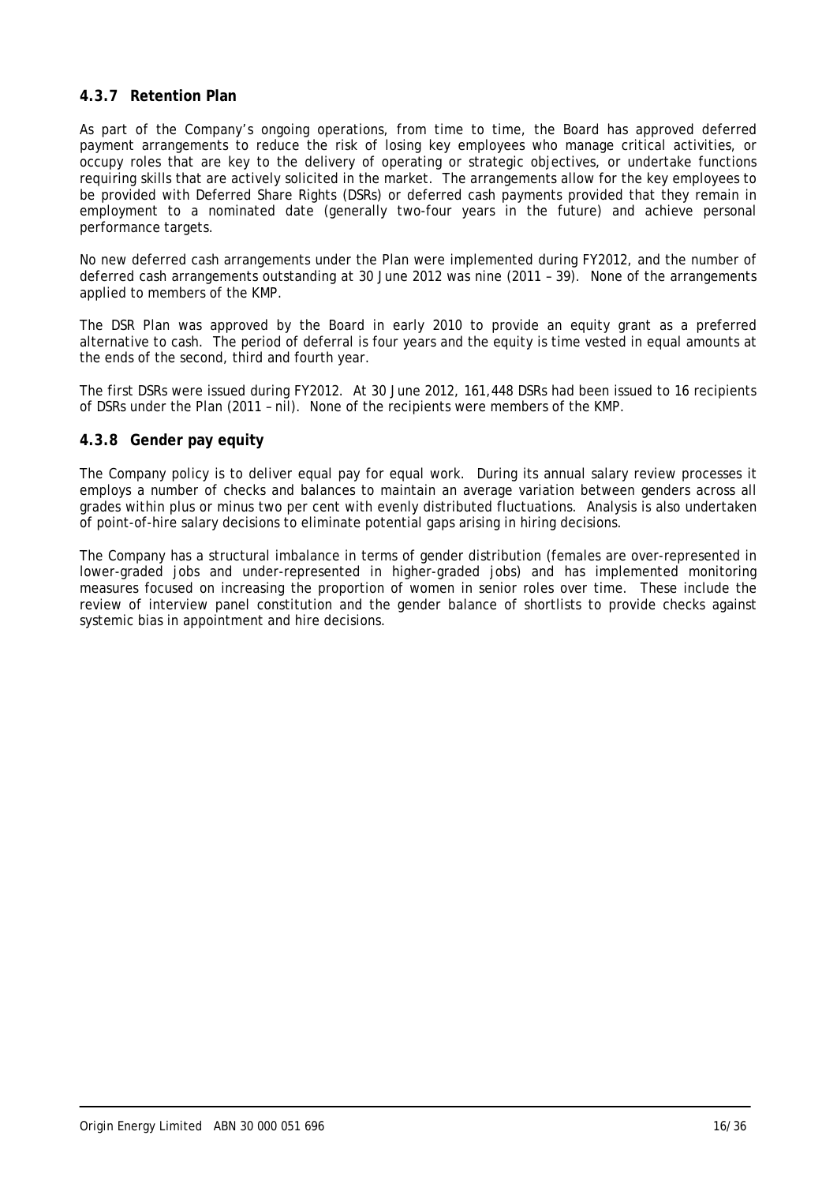### 4.3.7 Retention Plan

As part of the Company's ongoing operations, from time to time, the Board has approved deferred payment arrangements to reduce the risk of losing key employees who manage critical activities, or occupy roles that are key to the delivery of operating or strategic objectives, or undertake functions requiring skills that are actively solicited in the market. The arrangements allow for the key employees to be provided with Deferred Share Rights (DSRs) or deferred cash payments provided that they remain in employment to a nominated date (generally two-four years in the future) and achieve personal performance targets.

No new deferred cash arrangements under the Plan were implemented during FY2012, and the number of deferred cash arrangements outstanding at 30 June 2012 was nine (2011 – 39). None of the arrangements applied to members of the KMP.

The DSR Plan was approved by the Board in early 2010 to provide an equity grant as a preferred alternative to cash. The period of deferral is four years and the equity is time vested in equal amounts at the ends of the second, third and fourth year.

The first DSRs were issued during FY2012. At 30 June 2012, 161,448 DSRs had been issued to 16 recipients of DSRs under the Plan (2011 – nil). None of the recipients were members of the KMP.

### 4.3.8 Gender pay equity

The Company policy is to deliver equal pay for equal work. During its annual salary review processes it employs a number of checks and balances to maintain an average variation between genders across all grades within plus or minus two per cent with evenly distributed fluctuations. Analysis is also undertaken of point-of-hire salary decisions to eliminate potential gaps arising in hiring decisions.

The Company has a structural imbalance in terms of gender distribution (females are over-represented in lower-graded jobs and under-represented in higher-graded jobs) and has implemented monitoring measures focused on increasing the proportion of women in senior roles over time. These include the review of interview panel constitution and the gender balance of shortlists to provide checks against systemic bias in appointment and hire decisions.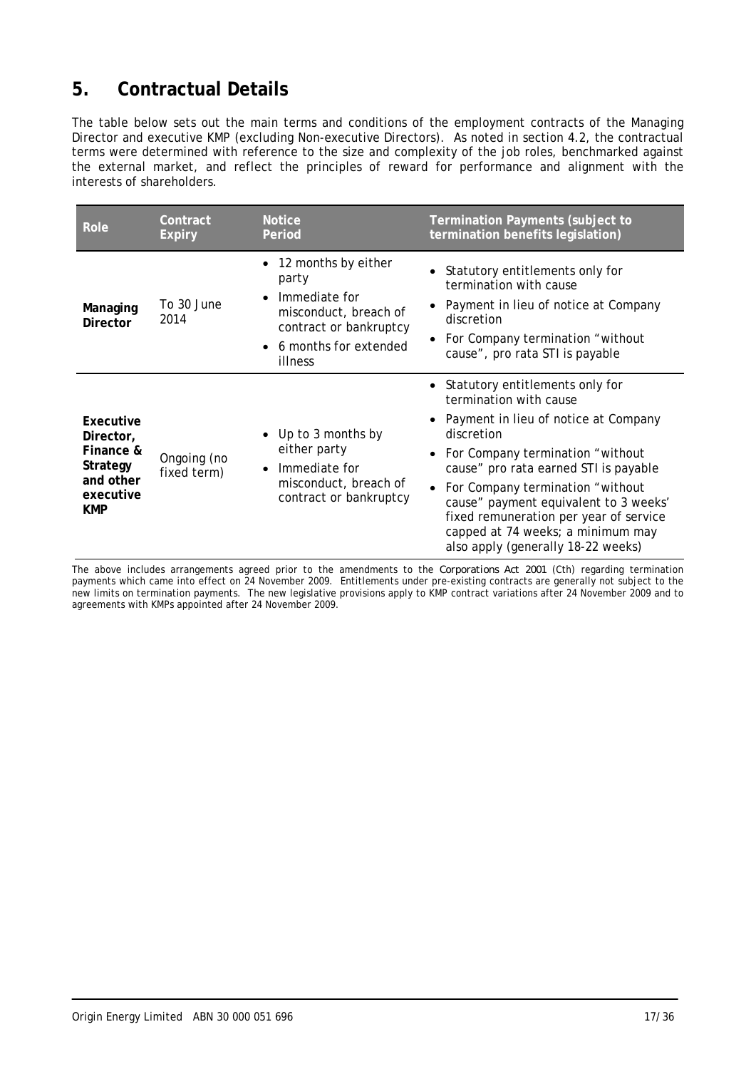## 5. Contractual Details

The table below sets out the main terms and conditions of the employment contracts of the Managing Director and executive KMP (excluding Non-executive Directors). As noted in section 4.2, the contractual terms were determined with reference to the size and complexity of the job roles, benchmarked against the external market, and reflect the principles of reward for performance and alignment with the interests of shareholders.

| Role | Contract Expiry | Notice Period | Termination Payments (subject to termination benefits legislation) |
|---|---|---|---|
| **Managing Director** | To 30 June 2014 | • 12 months by either party<br>• Immediate for misconduct, breach of contract or bankruptcy<br>• 6 months for extended illness | • Statutory entitlements only for termination with cause<br>• Payment in lieu of notice at Company discretion<br>• For Company termination "without cause", pro rata STI is payable |
| **Executive Director, Finance & Strategy and other executive KMP** | Ongoing (no fixed term) | • Up to 3 months by either party<br>• Immediate for misconduct, breach of contract or bankruptcy | • Statutory entitlements only for termination with cause<br>• Payment in lieu of notice at Company discretion<br>• For Company termination "without cause" pro rata earned STI is payable<br>• For Company termination "without cause" payment equivalent to 3 weeks' fixed remuneration per year of service capped at 74 weeks; a minimum may also apply (generally 18-22 weeks) |

The above includes arrangements agreed prior to the amendments to the *Corporations Act 2001* (Cth) regarding termination payments which came into effect on 24 November 2009. Entitlements under pre-existing contracts are generally not subject to the new limits on termination payments. The new legislative provisions apply to KMP contract variations after 24 November 2009 and to agreements with KMPs appointed after 24 November 2009.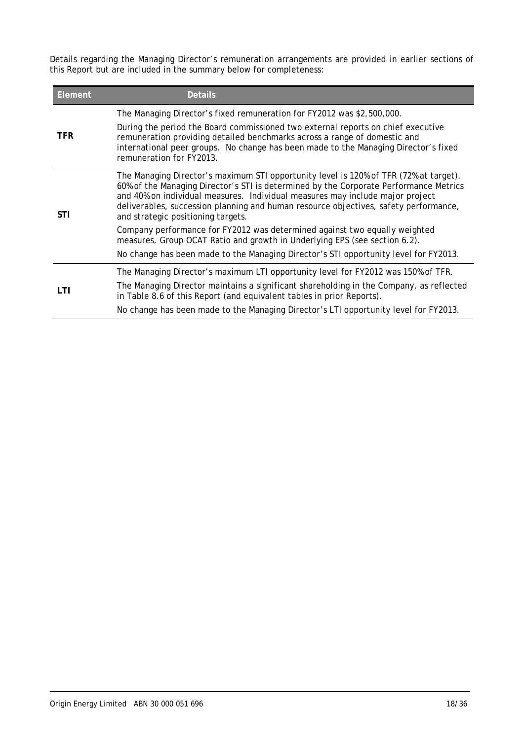Details regarding the Managing Director's remuneration arrangements are provided in earlier sections of this Report but are included in the summary below for completeness:

| Element | Details |
| --- | --- |
| **TFR** | The Managing Director's fixed remuneration for FY2012 was $2,500,000.<br><br>During the period the Board commissioned two external reports on chief executive remuneration providing detailed benchmarks across a range of domestic and international peer groups. No change has been made to the Managing Director's fixed remuneration for FY2013. |
| **STI** | The Managing Director's maximum STI opportunity level is 120% of TFR (72% at target). 60% of the Managing Director's STI is determined by the Corporate Performance Metrics and 40% on individual measures. Individual measures may include major project deliverables, succession planning and human resource objectives, safety performance, and strategic positioning targets.<br><br>Company performance for FY2012 was determined against two equally weighted measures, Group OCAT Ratio and growth in Underlying EPS (see section 6.2).<br><br>No change has been made to the Managing Director's STI opportunity level for FY2013. |
| **LTI** | The Managing Director's maximum LTI opportunity level for FY2012 was 150% of TFR.<br><br>The Managing Director maintains a significant shareholding in the Company, as reflected in Table 8.6 of this Report (and equivalent tables in prior Reports).<br><br>No change has been made to the Managing Director's LTI opportunity level for FY2013. |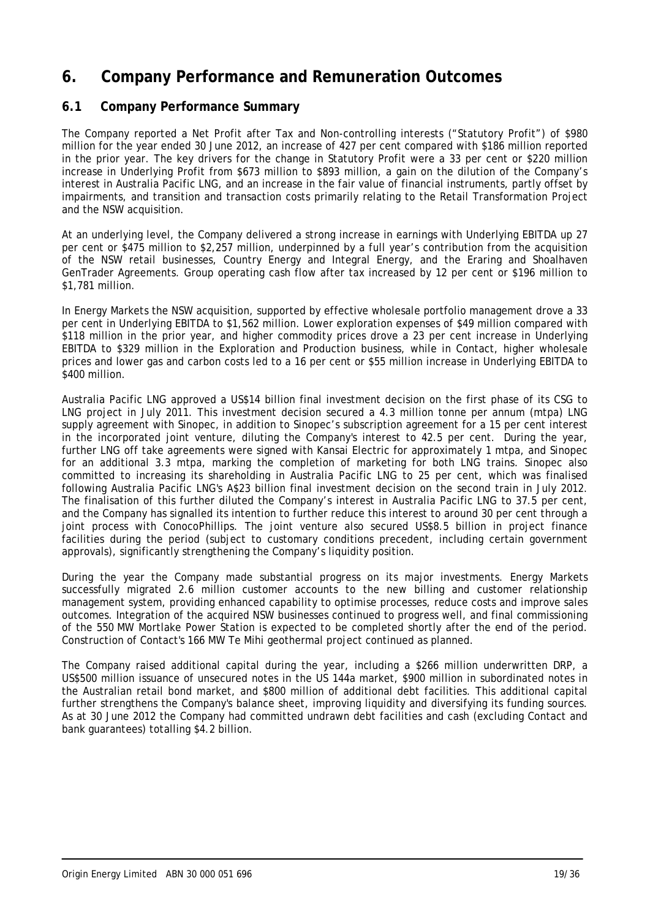# 6. Company Performance and Remuneration Outcomes

## 6.1 Company Performance Summary

The Company reported a Net Profit after Tax and Non-controlling interests ("Statutory Profit") of $980 million for the year ended 30 June 2012, an increase of 427 per cent compared with $186 million reported in the prior year. The key drivers for the change in Statutory Profit were a 33 per cent or $220 million increase in Underlying Profit from $673 million to $893 million, a gain on the dilution of the Company's interest in Australia Pacific LNG, and an increase in the fair value of financial instruments, partly offset by impairments, and transition and transaction costs primarily relating to the Retail Transformation Project and the NSW acquisition.

At an underlying level, the Company delivered a strong increase in earnings with Underlying EBITDA up 27 per cent or $475 million to $2,257 million, underpinned by a full year's contribution from the acquisition of the NSW retail businesses, Country Energy and Integral Energy, and the Eraring and Shoalhaven GenTrader Agreements. Group operating cash flow after tax increased by 12 per cent or $196 million to $1,781 million.

In Energy Markets the NSW acquisition, supported by effective wholesale portfolio management drove a 33 per cent in Underlying EBITDA to $1,562 million. Lower exploration expenses of $49 million compared with $118 million in the prior year, and higher commodity prices drove a 23 per cent increase in Underlying EBITDA to $329 million in the Exploration and Production business, while in Contact, higher wholesale prices and lower gas and carbon costs led to a 16 per cent or $55 million increase in Underlying EBITDA to $400 million.

Australia Pacific LNG approved a US$14 billion final investment decision on the first phase of its CSG to LNG project in July 2011. This investment decision secured a 4.3 million tonne per annum (mtpa) LNG supply agreement with Sinopec, in addition to Sinopec's subscription agreement for a 15 per cent interest in the incorporated joint venture, diluting the Company's interest to 42.5 per cent. During the year, further LNG off take agreements were signed with Kansai Electric for approximately 1 mtpa, and Sinopec for an additional 3.3 mtpa, marking the completion of marketing for both LNG trains. Sinopec also committed to increasing its shareholding in Australia Pacific LNG to 25 per cent, which was finalised following Australia Pacific LNG's A$23 billion final investment decision on the second train in July 2012. The finalisation of this further diluted the Company's interest in Australia Pacific LNG to 37.5 per cent, and the Company has signalled its intention to further reduce this interest to around 30 per cent through a joint process with ConocoPhillips. The joint venture also secured US$8.5 billion in project finance facilities during the period (subject to customary conditions precedent, including certain government approvals), significantly strengthening the Company's liquidity position.

During the year the Company made substantial progress on its major investments. Energy Markets successfully migrated 2.6 million customer accounts to the new billing and customer relationship management system, providing enhanced capability to optimise processes, reduce costs and improve sales outcomes. Integration of the acquired NSW businesses continued to progress well, and final commissioning of the 550 MW Mortlake Power Station is expected to be completed shortly after the end of the period. Construction of Contact's 166 MW Te Mihi geothermal project continued as planned.

The Company raised additional capital during the year, including a $266 million underwritten DRP, a US$500 million issuance of unsecured notes in the US 144a market, $900 million in subordinated notes in the Australian retail bond market, and $800 million of additional debt facilities. This additional capital further strengthens the Company's balance sheet, improving liquidity and diversifying its funding sources. As at 30 June 2012 the Company had committed undrawn debt facilities and cash (excluding Contact and bank guarantees) totalling $4.2 billion.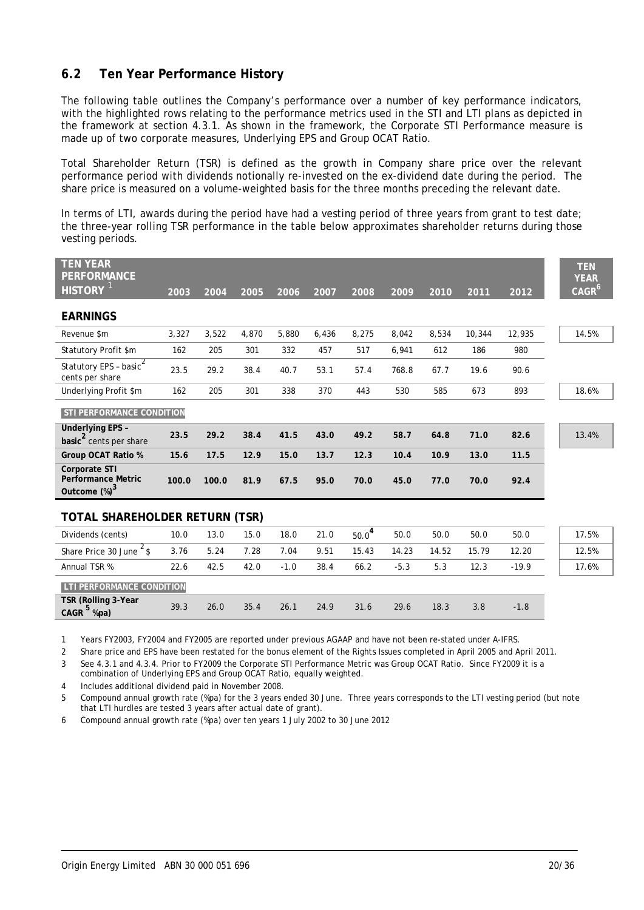## 6.2 Ten Year Performance History

The following table outlines the Company's performance over a number of key performance indicators, with the highlighted rows relating to the performance metrics used in the STI and LTI plans as depicted in the framework at section 4.3.1. As shown in the framework, the Corporate STI Performance measure is made up of two corporate measures, Underlying EPS and Group OCAT Ratio.

Total Shareholder Return (TSR) is defined as the growth in Company share price over the relevant performance period with dividends notionally re-invested on the ex-dividend date during the period. The share price is measured on a volume-weighted basis for the three months preceding the relevant date.

In terms of LTI, awards during the period have had a vesting period of three years from grant to test date; the three-year rolling TSR performance in the table below approximates shareholder returns during those vesting periods.

| TEN YEAR PERFORMANCE HISTORY [1] | 2003 | 2004 | 2005 | 2006 | 2007 | 2008 | 2009 | 2010 | 2011 | 2012 | TEN YEAR CAGR [6] |
|---|---|---|---|---|---|---|---|---|---|---|---|
| **EARNINGS** | | | | | | | | | | | |
| Revenue $m | 3,327 | 3,522 | 4,870 | 5,880 | 6,436 | 8,275 | 8,042 | 8,534 | 10,344 | 12,935 | 14.5% |
| Statutory Profit $m | 162 | 205 | 301 | 332 | 457 | 517 | 6,941 | 612 | 186 | 980 | |
| Statutory EPS – basic [2] cents per share | 23.5 | 29.2 | 38.4 | 40.7 | 53.1 | 57.4 | 768.8 | 67.7 | 19.6 | 90.6 | |
| Underlying Profit $m | 162 | 205 | 301 | 338 | 370 | 443 | 530 | 585 | 673 | 893 | 18.6% |
| **STI PERFORMANCE CONDITION** | | | | | | | | | | | |
| **Underlying EPS – basic [2] cents per share** | **23.5** | **29.2** | **38.4** | **41.5** | **43.0** | **49.2** | **58.7** | **64.8** | **71.0** | **82.6** | 13.4% |
| **Group OCAT Ratio %** | **15.6** | **17.5** | **12.9** | **15.0** | **13.7** | **12.3** | **10.4** | **10.9** | **13.0** | **11.5** | |
| **Corporate STI Performance Metric Outcome (%) [3]** | **100.0** | **100.0** | **81.9** | **67.5** | **95.0** | **70.0** | **45.0** | **77.0** | **70.0** | **92.4** | |
| **TOTAL SHAREHOLDER RETURN (TSR)** | | | | | | | | | | | |
| Dividends (cents) | 10.0 | 13.0 | 15.0 | 18.0 | 21.0 | 50.0 [4] | 50.0 | 50.0 | 50.0 | 50.0 | 17.5% |
| Share Price 30 June [2] $ | 3.76 | 5.24 | 7.28 | 7.04 | 9.51 | 15.43 | 14.23 | 14.52 | 15.79 | 12.20 | 12.5% |
| Annual TSR % | 22.6 | 42.5 | 42.0 | -1.0 | 38.4 | 66.2 | -5.3 | 5.3 | 12.3 | -19.9 | 17.6% |
| **LTI PERFORMANCE CONDITION** | | | | | | | | | | | |
| **TSR (Rolling 3-Year CAGR [5] %pa)** | 39.3 | 26.0 | 35.4 | 26.1 | 24.9 | 31.6 | 29.6 | 18.3 | 3.8 | -1.8 | |

1 Years FY2003, FY2004 and FY2005 are reported under previous AGAAP and have not been re-stated under A-IFRS.

2 Share price and EPS have been restated for the bonus element of the Rights Issues completed in April 2005 and April 2011.

3 See 4.3.1 and 4.3.4. Prior to FY2009 the Corporate STI Performance Metric was Group OCAT Ratio. Since FY2009 it is a combination of Underlying EPS and Group OCAT Ratio, equally weighted.

4 Includes additional dividend paid in November 2008.

5 Compound annual growth rate (%pa) for the 3 years ended 30 June. Three years corresponds to the LTI vesting period (but note that LTI hurdles are tested 3 years after actual date of grant).

6 Compound annual growth rate (%pa) over ten years 1 July 2002 to 30 June 2012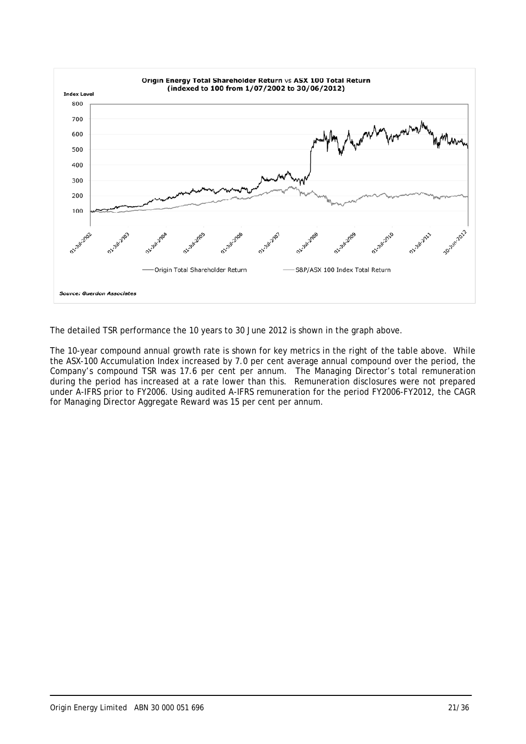**Origin Energy Total Shareholder Return vs ASX 100 Total Return (indexed to 100 from 1/07/2002 to 30/06/2012)**

*Source: Guerdon Associates*

The detailed TSR performance the 10 years to 30 June 2012 is shown in the graph above.

The 10-year compound annual growth rate is shown for key metrics in the right of the table above. While the ASX-100 Accumulation Index increased by 7.0 per cent average annual compound over the period, the Company's compound TSR was 17.6 per cent per annum. The Managing Director's total remuneration during the period has increased at a rate lower than this. Remuneration disclosures were not prepared under A-IFRS prior to FY2006. Using audited A-IFRS remuneration for the period FY2006-FY2012, the CAGR for Managing Director Aggregate Reward was 15 per cent per annum.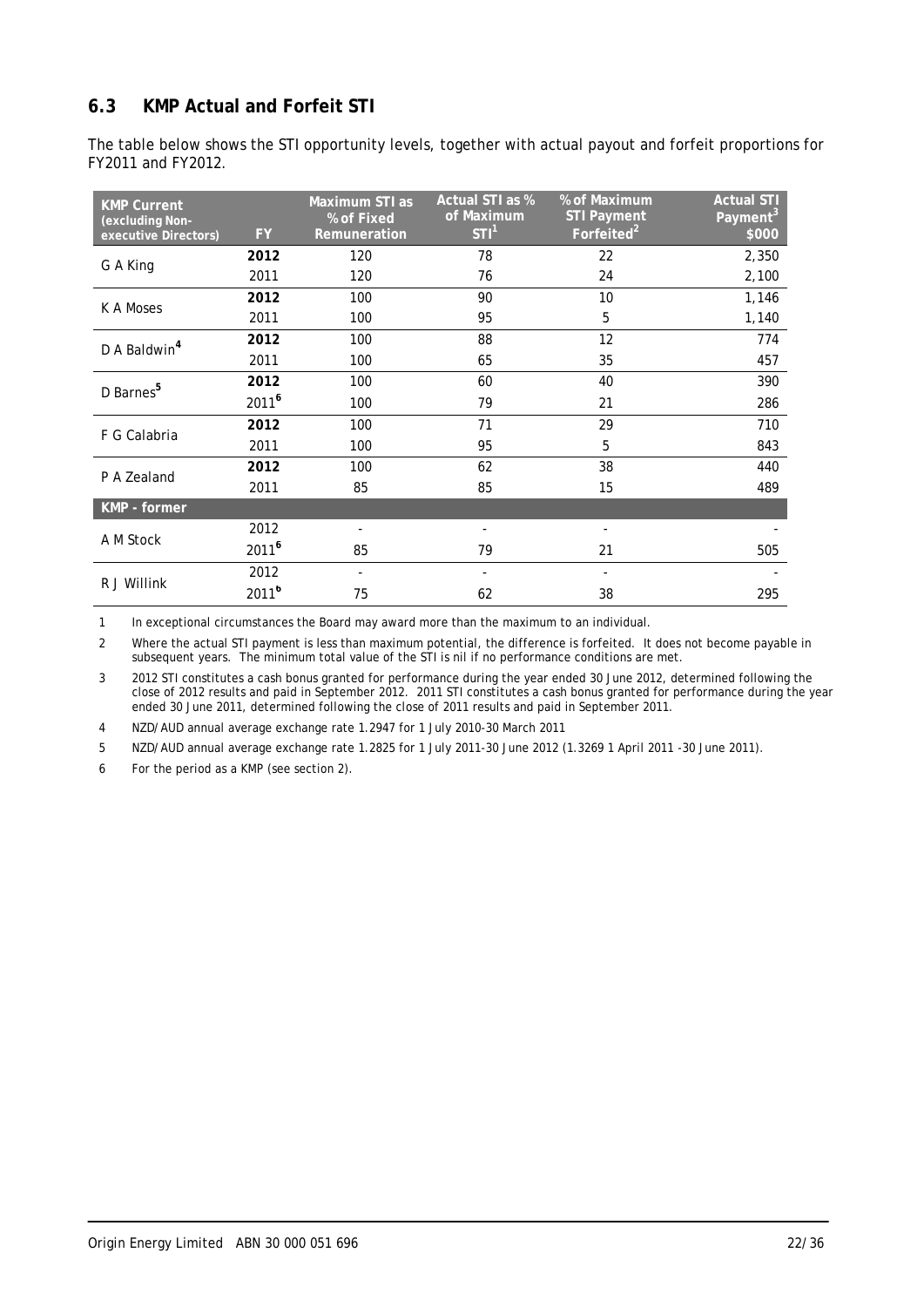## 6.3 KMP Actual and Forfeit STI

The table below shows the STI opportunity levels, together with actual payout and forfeit proportions for FY2011 and FY2012.

| KMP Current (excluding Non-executive Directors) | FY | Maximum STI as % of Fixed Remuneration | Actual STI as % of Maximum STI[1] | % of Maximum STI Payment Forfeited[2] | Actual STI Payment[3] $000 |
|---|---|---|---|---|---|
| G A King | **2012** | 120 | 78 | 22 | 2,350 |
| | 2011 | 120 | 76 | 24 | 2,100 |
| K A Moses | **2012** | 100 | 90 | 10 | 1,146 |
| | 2011 | 100 | 95 | 5 | 1,140 |
| D A Baldwin[4] | **2012** | 100 | 88 | 12 | 774 |
| | 2011 | 100 | 65 | 35 | 457 |
| D Barnes[5] | **2012** | 100 | 60 | 40 | 390 |
| | 2011[6] | 100 | 79 | 21 | 286 |
| F G Calabria | **2012** | 100 | 71 | 29 | 710 |
| | 2011 | 100 | 95 | 5 | 843 |
| P A Zealand | **2012** | 100 | 62 | 38 | 440 |
| | 2011 | 85 | 85 | 15 | 489 |
| **KMP - former** | | | | | |
| A M Stock | 2012 | - | - | - | - |
| | 2011[6] | 85 | 79 | 21 | 505 |
| R J Willink | 2012 | - | - | - | - |
| | 2011[6] | 75 | 62 | 38 | 295 |

1 In exceptional circumstances the Board may award more than the maximum to an individual.

2 Where the actual STI payment is less than maximum potential, the difference is forfeited. It does not become payable in subsequent years. The minimum total value of the STI is nil if no performance conditions are met.

3 2012 STI constitutes a cash bonus granted for performance during the year ended 30 June 2012, determined following the close of 2012 results and paid in September 2012. 2011 STI constitutes a cash bonus granted for performance during the year ended 30 June 2011, determined following the close of 2011 results and paid in September 2011.

4 NZD/AUD annual average exchange rate 1.2947 for 1 July 2010-30 March 2011

5 NZD/AUD annual average exchange rate 1.2825 for 1 July 2011-30 June 2012 (1.3269 1 April 2011 -30 June 2011).

6 For the period as a KMP (see section 2).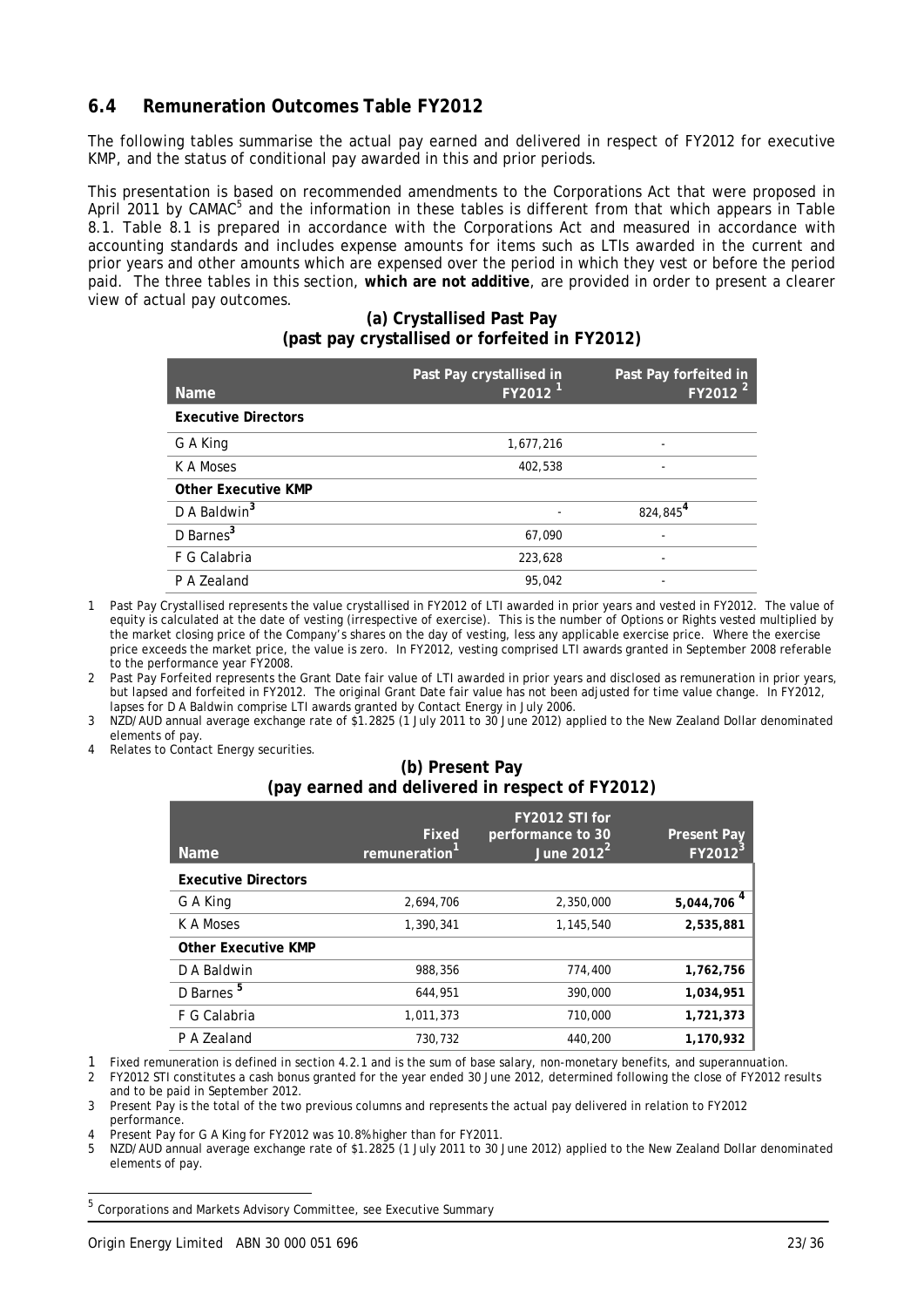## 6.4 Remuneration Outcomes Table FY2012

The following tables summarise the actual pay earned and delivered in respect of FY2012 for executive KMP, and the status of conditional pay awarded in this and prior periods.

This presentation is based on recommended amendments to the Corporations Act that were proposed in April 2011 by CAMAC[5] and the information in these tables is different from that which appears in Table 8.1. Table 8.1 is prepared in accordance with the Corporations Act and measured in accordance with accounting standards and includes expense amounts for items such as LTIs awarded in the current and prior years and other amounts which are expensed over the period in which they vest or before the period paid. The three tables in this section, **which are not additive**, are provided in order to present a clearer view of actual pay outcomes.

### (a) Crystallised Past Pay
### (past pay crystallised or forfeited in FY2012)

| Name | Past Pay crystallised in FY2012 [1] | Past Pay forfeited in FY2012 [2] |
|---|---|---|
| **Executive Directors** | | |
| G A King | 1,677,216 | - |
| K A Moses | 402,538 | - |
| **Other Executive KMP** | | |
| D A Baldwin[3] | - | 824,845[4] |
| D Barnes[3] | 67,090 | - |
| F G Calabria | 223,628 | - |
| P A Zealand | 95,042 | - |

1 Past Pay Crystallised represents the value crystallised in FY2012 of LTI awarded in prior years and vested in FY2012. The value of equity is calculated at the date of vesting (irrespective of exercise). This is the number of Options or Rights vested multiplied by the market closing price of the Company's shares on the day of vesting, less any applicable exercise price. Where the exercise price exceeds the market price, the value is zero. In FY2012, vesting comprised LTI awards granted in September 2008 referable to the performance year FY2008.

2 Past Pay Forfeited represents the Grant Date fair value of LTI awarded in prior years and disclosed as remuneration in prior years, but lapsed and forfeited in FY2012. The original Grant Date fair value has not been adjusted for time value change. In FY2012, lapses for D A Baldwin comprise LTI awards granted by Contact Energy in July 2006.

3 NZD/AUD annual average exchange rate of $1.2825 (1 July 2011 to 30 June 2012) applied to the New Zealand Dollar denominated elements of pay.

4 Relates to Contact Energy securities.

### (b) Present Pay
### (pay earned and delivered in respect of FY2012)

| Name | Fixed remuneration[1] | FY2012 STI for performance to 30 June 2012[2] | Present Pay FY2012[3] |
|---|---|---|---|
| **Executive Directors** | | | |
| G A King | 2,694,706 | 2,350,000 | **5,044,706**[4] |
| K A Moses | 1,390,341 | 1,145,540 | **2,535,881** |
| **Other Executive KMP** | | | |
| D A Baldwin | 988,356 | 774,400 | **1,762,756** |
| D Barnes[5] | 644,951 | 390,000 | **1,034,951** |
| F G Calabria | 1,011,373 | 710,000 | **1,721,373** |
| P A Zealand | 730,732 | 440,200 | **1,170,932** |

1 Fixed remuneration is defined in section 4.2.1 and is the sum of base salary, non-monetary benefits, and superannuation.

2 FY2012 STI constitutes a cash bonus granted for the year ended 30 June 2012, determined following the close of FY2012 results and to be paid in September 2012.

3 Present Pay is the total of the two previous columns and represents the actual pay delivered in relation to FY2012 performance.

4 Present Pay for G A King for FY2012 was 10.8% higher than for FY2011.

5 NZD/AUD annual average exchange rate of $1.2825 (1 July 2011 to 30 June 2012) applied to the New Zealand Dollar denominated elements of pay.

[5] Corporations and Markets Advisory Committee, see Executive Summary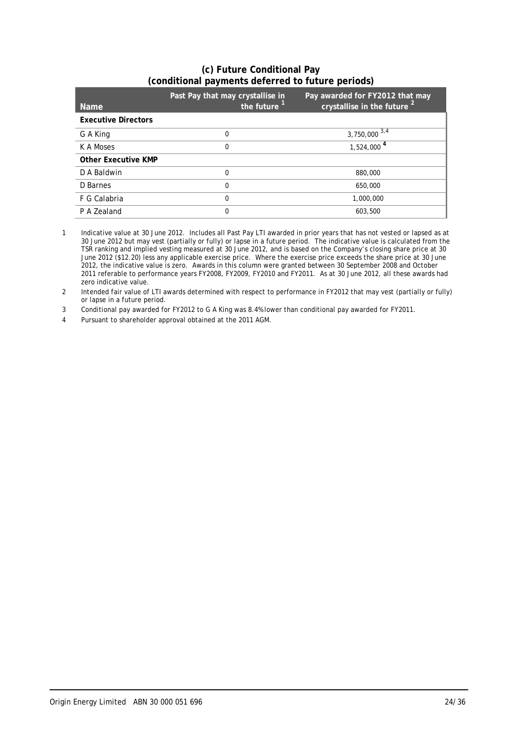## (c) Future Conditional Pay (conditional payments deferred to future periods)

| Name | Past Pay that may crystallise in the future [1] | Pay awarded for FY2012 that may crystallise in the future [2] |
|---|---|---|
| **Executive Directors** | | |
| G A King | 0 | 3,750,000 [3,4] |
| K A Moses | 0 | 1,524,000 [4] |
| **Other Executive KMP** | | |
| D A Baldwin | 0 | 880,000 |
| D Barnes | 0 | 650,000 |
| F G Calabria | 0 | 1,000,000 |
| P A Zealand | 0 | 603,500 |

1 Indicative value at 30 June 2012. Includes all Past Pay LTI awarded in prior years that has not vested or lapsed as at 30 June 2012 but may vest (partially or fully) or lapse in a future period. The indicative value is calculated from the TSR ranking and implied vesting measured at 30 June 2012, and is based on the Company's closing share price at 30 June 2012 ($12.20) less any applicable exercise price. Where the exercise price exceeds the share price at 30 June 2012, the indicative value is zero. Awards in this column were granted between 30 September 2008 and October 2011 referable to performance years FY2008, FY2009, FY2010 and FY2011. As at 30 June 2012, all these awards had zero indicative value.

2 Intended fair value of LTI awards determined with respect to performance in FY2012 that may vest (partially or fully) or lapse in a future period.

3 Conditional pay awarded for FY2012 to G A King was 8.4% lower than conditional pay awarded for FY2011.

4 Pursuant to shareholder approval obtained at the 2011 AGM.

Origin Energy Limited ABN 30 000 051 696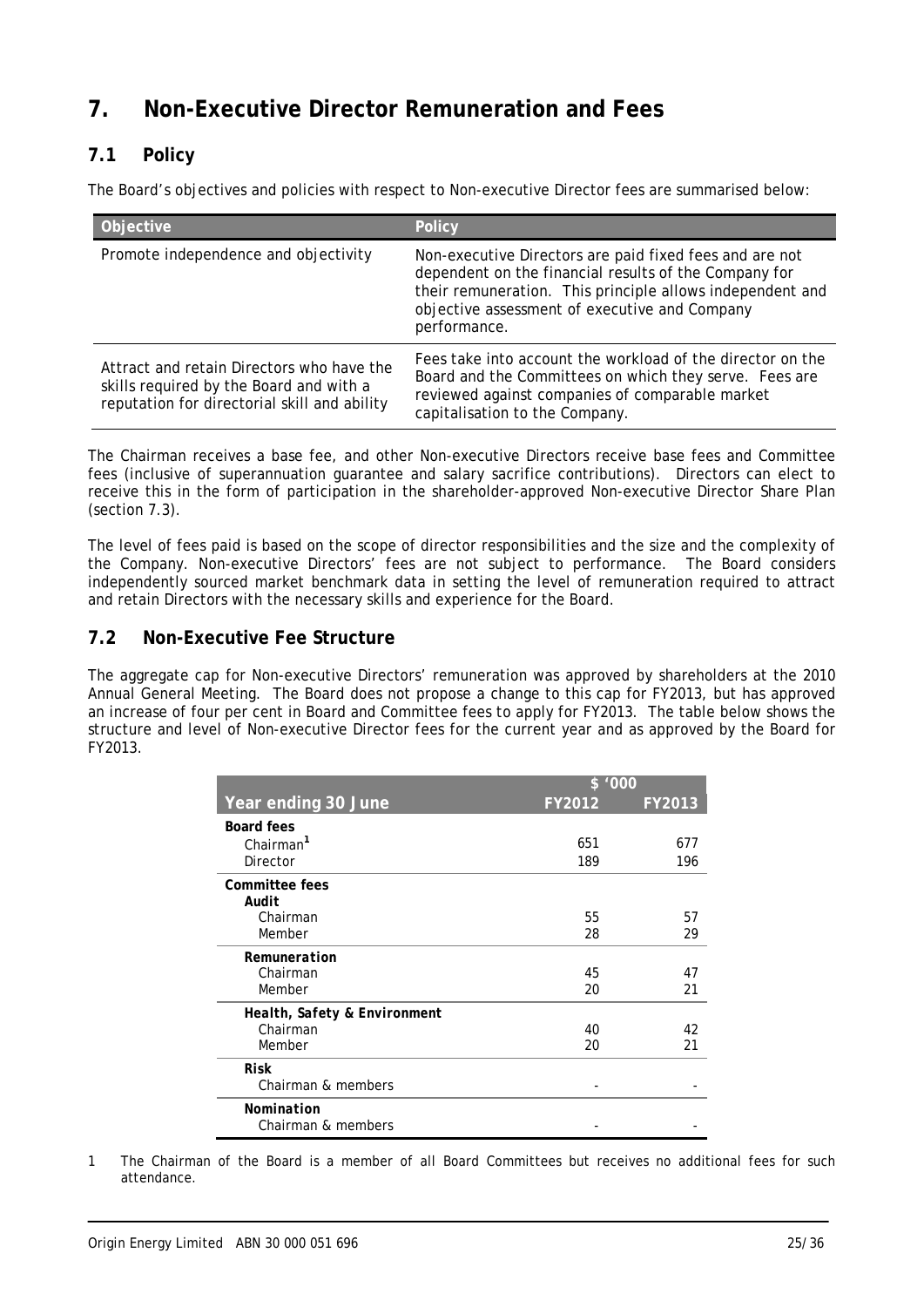# 7. Non-Executive Director Remuneration and Fees

## 7.1 Policy

The Board's objectives and policies with respect to Non-executive Director fees are summarised below:

| Objective | Policy |
|---|---|
| Promote independence and objectivity | Non-executive Directors are paid fixed fees and are not dependent on the financial results of the Company for their remuneration. This principle allows independent and objective assessment of executive and Company performance. |
| Attract and retain Directors who have the skills required by the Board and with a reputation for directorial skill and ability | Fees take into account the workload of the director on the Board and the Committees on which they serve. Fees are reviewed against companies of comparable market capitalisation to the Company. |

The Chairman receives a base fee, and other Non-executive Directors receive base fees and Committee fees (inclusive of superannuation guarantee and salary sacrifice contributions). Directors can elect to receive this in the form of participation in the shareholder-approved Non-executive Director Share Plan (section 7.3).

The level of fees paid is based on the scope of director responsibilities and the size and the complexity of the Company. Non-executive Directors' fees are not subject to performance. The Board considers independently sourced market benchmark data in setting the level of remuneration required to attract and retain Directors with the necessary skills and experience for the Board.

## 7.2 Non-Executive Fee Structure

The aggregate cap for Non-executive Directors' remuneration was approved by shareholders at the 2010 Annual General Meeting. The Board does not propose a change to this cap for FY2013, but has approved an increase of four per cent in Board and Committee fees to apply for FY2013. The table below shows the structure and level of Non-executive Director fees for the current year and as approved by the Board for FY2013.

| | $ '000 | |
|---|---|---|
| **Year ending 30 June** | **FY2012** | **FY2013** |
| **Board fees** | | |
| Chairman[1] | 651 | 677 |
| Director | 189 | 196 |
| **Committee fees** | | |
| ***Audit*** | | |
| Chairman | 55 | 57 |
| Member | 28 | 29 |
| ***Remuneration*** | | |
| Chairman | 45 | 47 |
| Member | 20 | 21 |
| ***Health, Safety & Environment*** | | |
| Chairman | 40 | 42 |
| Member | 20 | 21 |
| ***Risk*** | | |
| Chairman & members | - | - |
| ***Nomination*** | | |
| Chairman & members | - | - |

1 The Chairman of the Board is a member of all Board Committees but receives no additional fees for such attendance.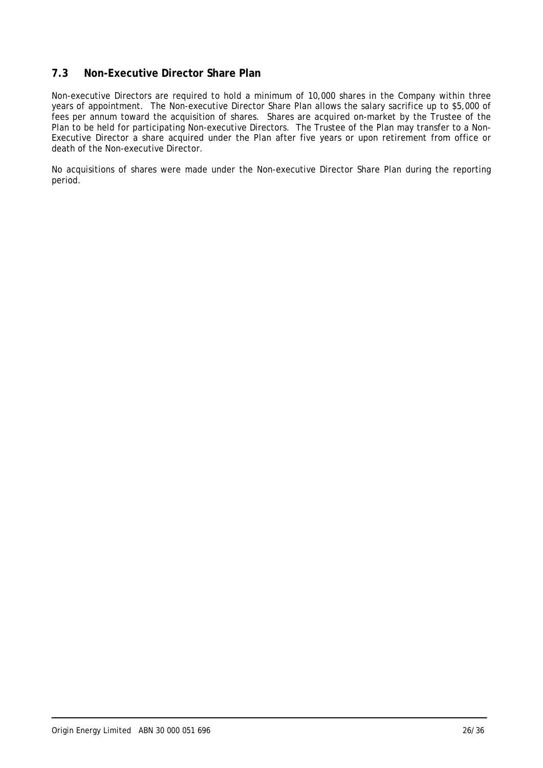## 7.3 Non-Executive Director Share Plan

Non-executive Directors are required to hold a minimum of 10,000 shares in the Company within three years of appointment. The Non-executive Director Share Plan allows the salary sacrifice up to $5,000 of fees per annum toward the acquisition of shares. Shares are acquired on-market by the Trustee of the Plan to be held for participating Non-executive Directors. The Trustee of the Plan may transfer to a Non-Executive Director a share acquired under the Plan after five years or upon retirement from office or death of the Non-executive Director.

No acquisitions of shares were made under the Non-executive Director Share Plan during the reporting period.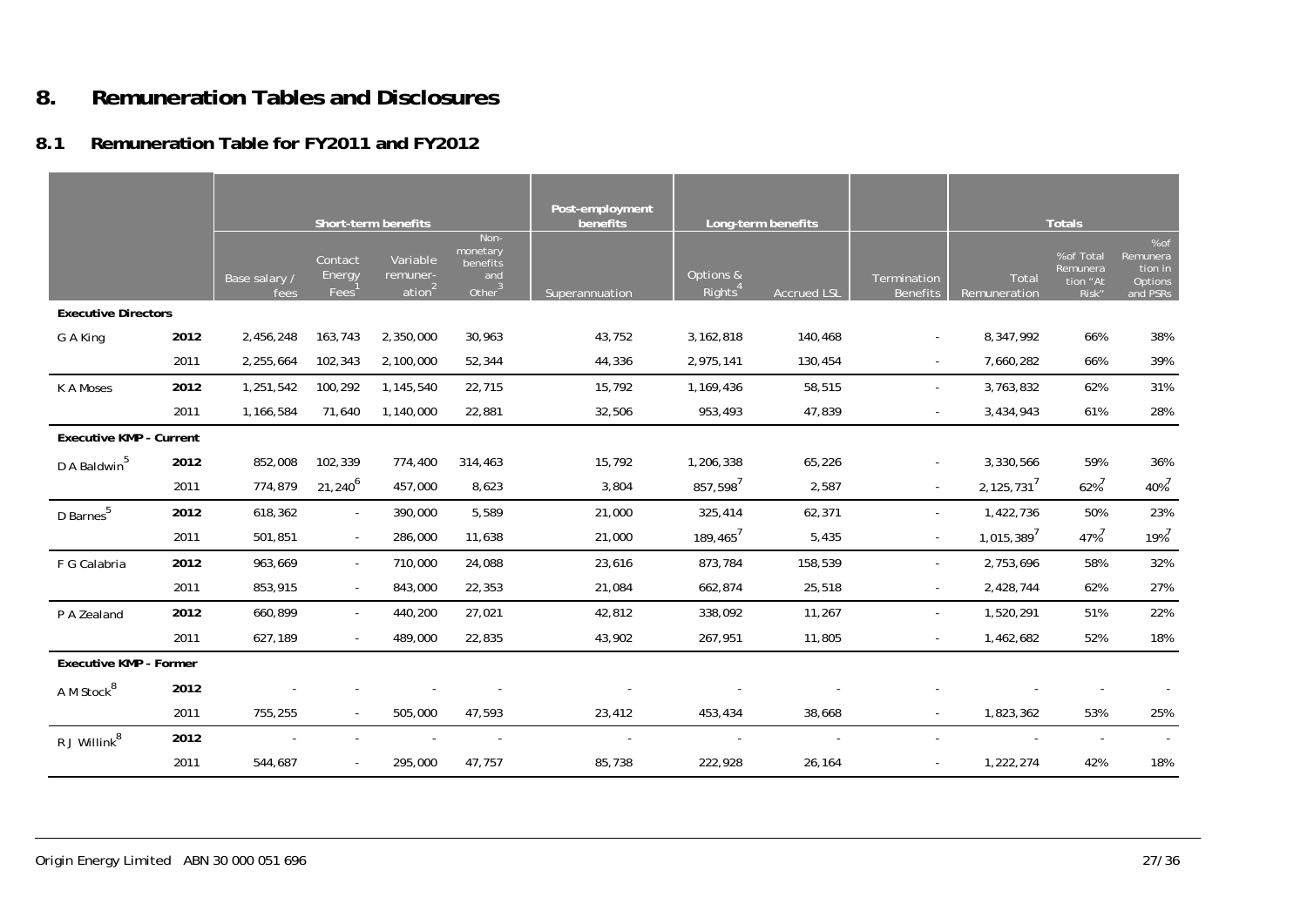# 8. Remuneration Tables and Disclosures

## 8.1 Remuneration Table for FY2011 and FY2012

| | | Short-term benefits | | | | Post-employment benefits | Long-term benefits | | | Totals | | |
|---|---|---|---|---|---|---|---|---|---|---|---|---|
| | | Base salary / fees | Contact Energy Fees[1] | Variable remuner-ation[2] | Non-monetary benefits and Other[3] | Superannuation | Options & Rights[4] | Accrued LSL | Termination Benefits | Total Remuneration | %of Total Remunera tion "At Risk" | %of Remunera tion in Options and PSRs |
| **Executive Directors** | | | | | | | | | | | | |
| G A King | **2012** | 2,456,248 | 163,743 | 2,350,000 | 30,963 | 43,752 | 3,162,818 | 140,468 | - | 8,347,992 | 66% | 38% |
| | 2011 | 2,255,664 | 102,343 | 2,100,000 | 52,344 | 44,336 | 2,975,141 | 130,454 | - | 7,660,282 | 66% | 39% |
| K A Moses | **2012** | 1,251,542 | 100,292 | 1,145,540 | 22,715 | 15,792 | 1,169,436 | 58,515 | - | 3,763,832 | 62% | 31% |
| | 2011 | 1,166,584 | 71,640 | 1,140,000 | 22,881 | 32,506 | 953,493 | 47,839 | - | 3,434,943 | 61% | 28% |
| **Executive KMP - Current** | | | | | | | | | | | | |
| D A Baldwin[5] | **2012** | 852,008 | 102,339 | 774,400 | 314,463 | 15,792 | 1,206,338 | 65,226 | - | 3,330,566 | 59% | 36% |
| | 2011 | 774,879 | 21,240[6] | 457,000 | 8,623 | 3,804 | 857,598[7] | 2,587 | - | 2,125,731[7] | 62%[7] | 40%[7] |
| D Barnes[5] | **2012** | 618,362 | - | 390,000 | 5,589 | 21,000 | 325,414 | 62,371 | - | 1,422,736 | 50% | 23% |
| | 2011 | 501,851 | - | 286,000 | 11,638 | 21,000 | 189,465[7] | 5,435 | - | 1,015,389[7] | 47%[7] | 19%[7] |
| F G Calabria | **2012** | 963,669 | - | 710,000 | 24,088 | 23,616 | 873,784 | 158,539 | - | 2,753,696 | 58% | 32% |
| | 2011 | 853,915 | - | 843,000 | 22,353 | 21,084 | 662,874 | 25,518 | - | 2,428,744 | 62% | 27% |
| P A Zealand | **2012** | 660,899 | - | 440,200 | 27,021 | 42,812 | 338,092 | 11,267 | - | 1,520,291 | 51% | 22% |
| | 2011 | 627,189 | - | 489,000 | 22,835 | 43,902 | 267,951 | 11,805 | - | 1,462,682 | 52% | 18% |
| **Executive KMP - Former** | | | | | | | | | | | | |
| A M Stock[8] | **2012** | - | - | - | - | - | - | - | - | - | - | - |
| | 2011 | 755,255 | - | 505,000 | 47,593 | 23,412 | 453,434 | 38,668 | - | 1,823,362 | 53% | 25% |
| R J Willink[8] | **2012** | - | - | - | - | - | - | - | - | - | - | - |
| | 2011 | 544,687 | - | 295,000 | 47,757 | 85,738 | 222,928 | 26,164 | - | 1,222,274 | 42% | 18% |

Origin Energy Limited ABN 30 000 051 696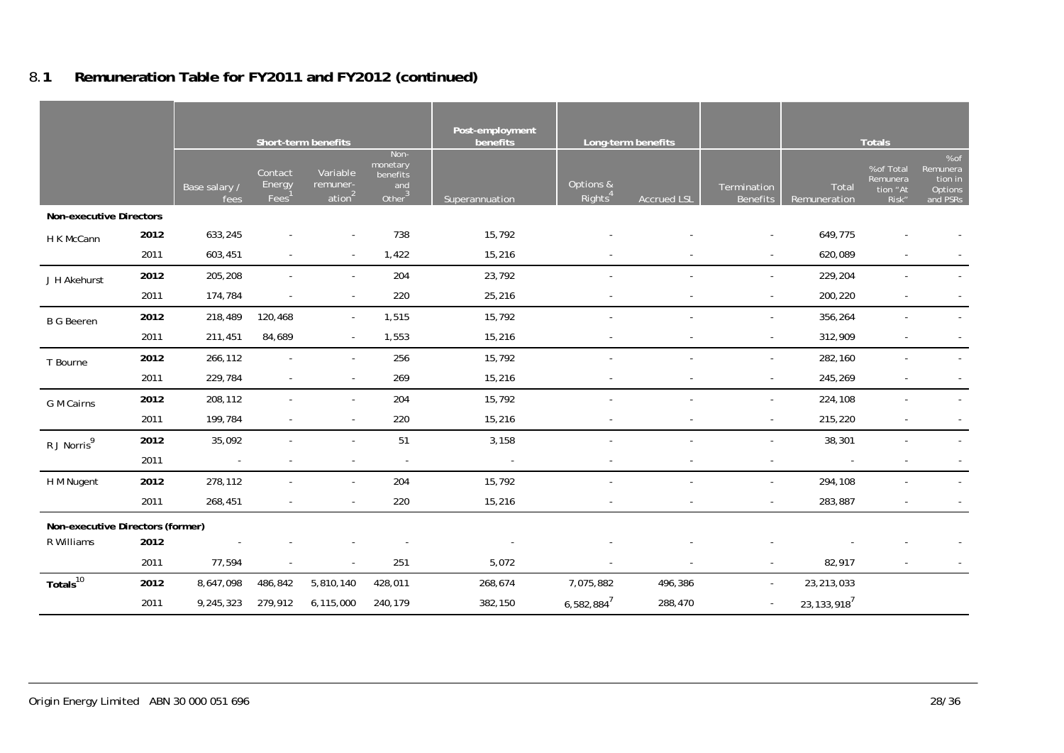## 8.1 Remuneration Table for FY2011 and FY2012 (continued)

| | | Short-term benefits | | | | Post-employment benefits | Long-term benefits | | | Totals | | |
|---|---|---|---|---|---|---|---|---|---|---|---|---|
| | | Base salary / fees | Contact Energy Fees[1] | Variable remuner-ation[2] | Non-monetary benefits and Other[3] | Superannuation | Options & Rights[4] | Accrued LSL | Termination Benefits | Total Remuneration | % of Total Remuneration "At Risk" | % of Remuneration in Options and PSRs |
| **Non-executive Directors** | | | | | | | | | | | | |
| H K McCann | **2012** | 633,245 | - | - | 738 | 15,792 | - | - | - | 649,775 | - | - |
| | 2011 | 603,451 | - | - | 1,422 | 15,216 | - | - | - | 620,089 | - | - |
| J H Akehurst | **2012** | 205,208 | - | - | 204 | 23,792 | - | - | - | 229,204 | - | - |
| | 2011 | 174,784 | - | - | 220 | 25,216 | - | - | - | 200,220 | - | - |
| B G Beeren | **2012** | 218,489 | 120,468 | - | 1,515 | 15,792 | - | - | - | 356,264 | - | - |
| | 2011 | 211,451 | 84,689 | - | 1,553 | 15,216 | - | - | - | 312,909 | - | - |
| T Bourne | **2012** | 266,112 | - | - | 256 | 15,792 | - | - | - | 282,160 | - | - |
| | 2011 | 229,784 | - | - | 269 | 15,216 | - | - | - | 245,269 | - | - |
| G M Cairns | **2012** | 208,112 | - | - | 204 | 15,792 | - | - | - | 224,108 | - | - |
| | 2011 | 199,784 | - | - | 220 | 15,216 | - | - | - | 215,220 | - | - |
| R J Norris[9] | **2012** | 35,092 | - | - | 51 | 3,158 | - | - | - | 38,301 | - | - |
| | 2011 | - | - | - | - | - | - | - | - | - | - | - |
| H M Nugent | **2012** | 278,112 | - | - | 204 | 15,792 | - | - | - | 294,108 | - | - |
| | 2011 | 268,451 | - | - | 220 | 15,216 | - | - | - | 283,887 | - | - |
| **Non-executive Directors (former)** | | | | | | | | | | | | |
| R Williams | **2012** | - | - | - | - | - | - | - | - | - | - | - |
| | 2011 | 77,594 | - | - | 251 | 5,072 | - | - | - | 82,917 | - | - |
| **Totals[10]** | **2012** | 8,647,098 | 486,842 | 5,810,140 | 428,011 | 268,674 | 7,075,882 | 496,386 | - | 23,213,033 | | |
| | 2011 | 9,245,323 | 279,912 | 6,115,000 | 240,179 | 382,150 | 6,582,884[7] | 288,470 | - | 23,133,918[7] | | |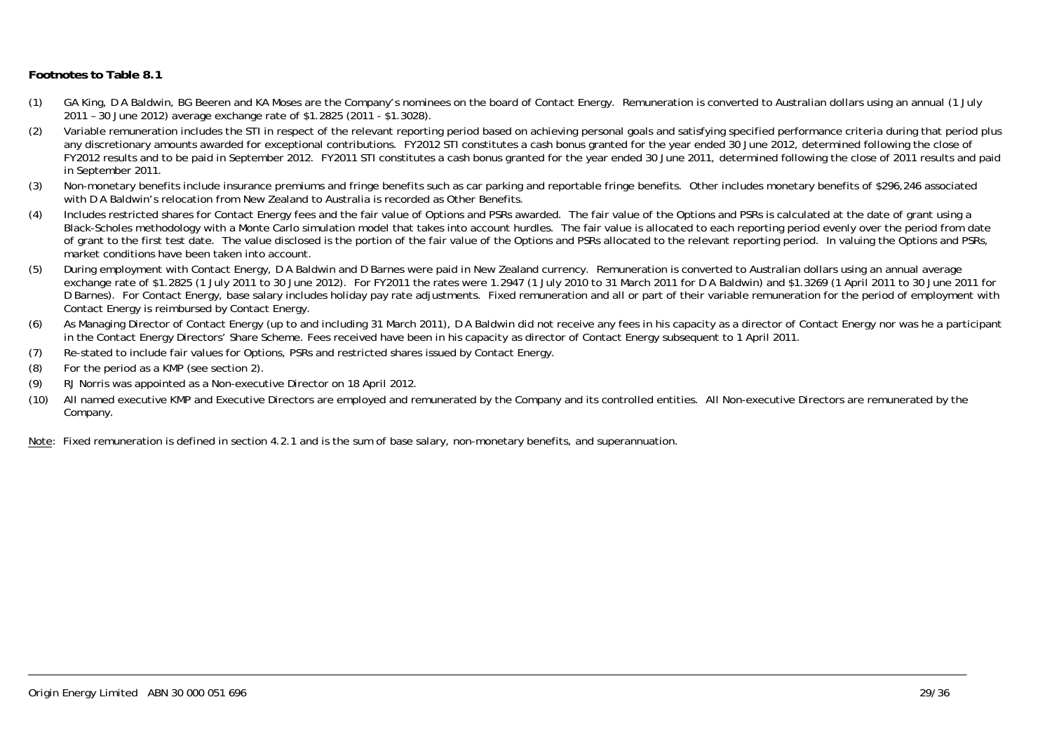**Footnotes to Table 8.1**

(1) GA King, D A Baldwin, BG Beeren and KA Moses are the Company's nominees on the board of Contact Energy. Remuneration is converted to Australian dollars using an annual (1 July 2011 – 30 June 2012) average exchange rate of $1.2825 (2011 - $1.3028).

(2) Variable remuneration includes the STI in respect of the relevant reporting period based on achieving personal goals and satisfying specified performance criteria during that period plus any discretionary amounts awarded for exceptional contributions. FY2012 STI constitutes a cash bonus granted for the year ended 30 June 2012, determined following the close of FY2012 results and to be paid in September 2012. FY2011 STI constitutes a cash bonus granted for the year ended 30 June 2011, determined following the close of 2011 results and paid in September 2011.

(3) Non-monetary benefits include insurance premiums and fringe benefits such as car parking and reportable fringe benefits. Other includes monetary benefits of $296,246 associated with D A Baldwin's relocation from New Zealand to Australia is recorded as Other Benefits.

(4) Includes restricted shares for Contact Energy fees and the fair value of Options and PSRs awarded. The fair value of the Options and PSRs is calculated at the date of grant using a Black-Scholes methodology with a Monte Carlo simulation model that takes into account hurdles. The fair value is allocated to each reporting period evenly over the period from date of grant to the first test date. The value disclosed is the portion of the fair value of the Options and PSRs allocated to the relevant reporting period. In valuing the Options and PSRs, market conditions have been taken into account.

(5) During employment with Contact Energy, D A Baldwin and D Barnes were paid in New Zealand currency. Remuneration is converted to Australian dollars using an annual average exchange rate of $1.2825 (1 July 2011 to 30 June 2012). For FY2011 the rates were 1.2947 (1 July 2010 to 31 March 2011 for D A Baldwin) and $1.3269 (1 April 2011 to 30 June 2011 for D Barnes). For Contact Energy, base salary includes holiday pay rate adjustments. Fixed remuneration and all or part of their variable remuneration for the period of employment with Contact Energy is reimbursed by Contact Energy.

(6) As Managing Director of Contact Energy (up to and including 31 March 2011), D A Baldwin did not receive any fees in his capacity as a director of Contact Energy nor was he a participant in the Contact Energy Directors' Share Scheme. Fees received have been in his capacity as director of Contact Energy subsequent to 1 April 2011.

(7) Re-stated to include fair values for Options, PSRs and restricted shares issued by Contact Energy.

(8) For the period as a KMP (see section 2).

(9) RJ Norris was appointed as a Non-executive Director on 18 April 2012.

(10) All named executive KMP and Executive Directors are employed and remunerated by the Company and its controlled entities. All Non-executive Directors are remunerated by the Company.

Note: Fixed remuneration is defined in section 4.2.1 and is the sum of base salary, non-monetary benefits, and superannuation.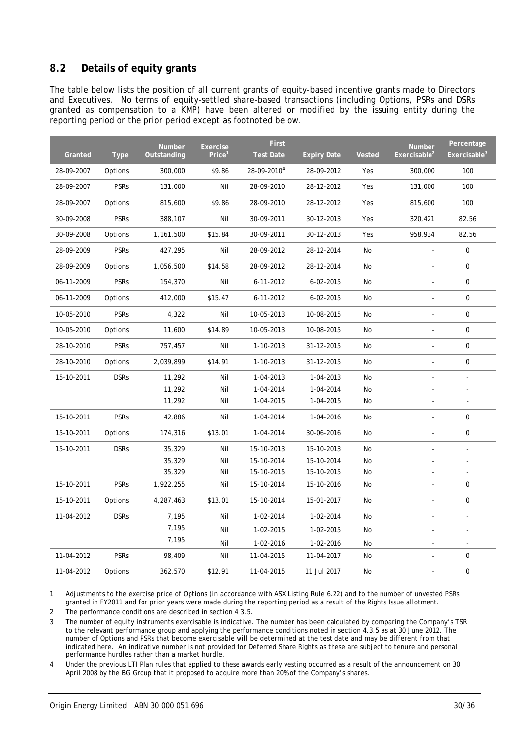## 8.2 Details of equity grants

The table below lists the position of all current grants of equity-based incentive grants made to Directors and Executives. No terms of equity-settled share-based transactions (including Options, PSRs and DSRs granted as compensation to a KMP) have been altered or modified by the issuing entity during the reporting period or the prior period except as footnoted below.

| Granted | Type | Number Outstanding | Exercise Price[1] | First Test Date | Expiry Date | Vested | Number Exercisable[2] | Percentage Exercisable[3] |
|---|---|---|---|---|---|---|---|---|
| 28-09-2007 | Options | 300,000 | $9.86 | 28-09-2010[4] | 28-09-2012 | Yes | 300,000 | 100 |
| 28-09-2007 | PSRs | 131,000 | Nil | 28-09-2010 | 28-12-2012 | Yes | 131,000 | 100 |
| 28-09-2007 | Options | 815,600 | $9.86 | 28-09-2010 | 28-12-2012 | Yes | 815,600 | 100 |
| 30-09-2008 | PSRs | 388,107 | Nil | 30-09-2011 | 30-12-2013 | Yes | 320,421 | 82.56 |
| 30-09-2008 | Options | 1,161,500 | $15.84 | 30-09-2011 | 30-12-2013 | Yes | 958,934 | 82.56 |
| 28-09-2009 | PSRs | 427,295 | Nil | 28-09-2012 | 28-12-2014 | No | - | 0 |
| 28-09-2009 | Options | 1,056,500 | $14.58 | 28-09-2012 | 28-12-2014 | No | - | 0 |
| 06-11-2009 | PSRs | 154,370 | Nil | 6-11-2012 | 6-02-2015 | No | - | 0 |
| 06-11-2009 | Options | 412,000 | $15.47 | 6-11-2012 | 6-02-2015 | No | - | 0 |
| 10-05-2010 | PSRs | 4,322 | Nil | 10-05-2013 | 10-08-2015 | No | - | 0 |
| 10-05-2010 | Options | 11,600 | $14.89 | 10-05-2013 | 10-08-2015 | No | - | 0 |
| 28-10-2010 | PSRs | 757,457 | Nil | 1-10-2013 | 31-12-2015 | No | - | 0 |
| 28-10-2010 | Options | 2,039,899 | $14.91 | 1-10-2013 | 31-12-2015 | No | - | 0 |
| 15-10-2011 | DSRs | 11,292 | Nil | 1-04-2013 | 1-04-2013 | No | - | - |
| | | 11,292 | Nil | 1-04-2014 | 1-04-2014 | No | - | - |
| | | 11,292 | Nil | 1-04-2015 | 1-04-2015 | No | - | - |
| 15-10-2011 | PSRs | 42,886 | Nil | 1-04-2014 | 1-04-2016 | No | - | 0 |
| 15-10-2011 | Options | 174,316 | $13.01 | 1-04-2014 | 30-06-2016 | No | - | 0 |
| 15-10-2011 | DSRs | 35,329 | Nil | 15-10-2013 | 15-10-2013 | No | - | - |
| | | 35,329 | Nil | 15-10-2014 | 15-10-2014 | No | - | - |
| | | 35,329 | Nil | 15-10-2015 | 15-10-2015 | No | - | - |
| 15-10-2011 | PSRs | 1,922,255 | Nil | 15-10-2014 | 15-10-2016 | No | - | 0 |
| 15-10-2011 | Options | 4,287,463 | $13.01 | 15-10-2014 | 15-01-2017 | No | - | 0 |
| 11-04-2012 | DSRs | 7,195 | Nil | 1-02-2014 | 1-02-2014 | No | - | - |
| | | 7,195 | Nil | 1-02-2015 | 1-02-2015 | No | - | - |
| | | 7,195 | Nil | 1-02-2016 | 1-02-2016 | No | - | - |
| 11-04-2012 | PSRs | 98,409 | Nil | 11-04-2015 | 11-04-2017 | No | - | 0 |
| 11-04-2012 | Options | 362,570 | $12.91 | 11-04-2015 | 11 Jul 2017 | No | - | 0 |

1 Adjustments to the exercise price of Options (in accordance with ASX Listing Rule 6.22) and to the number of unvested PSRs granted in FY2011 and for prior years were made during the reporting period as a result of the Rights Issue allotment.

2 The performance conditions are described in section 4.3.5.

3 The number of equity instruments exercisable is indicative. The number has been calculated by comparing the Company's TSR to the relevant performance group and applying the performance conditions noted in section 4.3.5 as at 30 June 2012. The number of Options and PSRs that become exercisable will be determined at the test date and may be different from that indicated here. An indicative number is not provided for Deferred Share Rights as these are subject to tenure and personal performance hurdles rather than a market hurdle.

4 Under the previous LTI Plan rules that applied to these awards early vesting occurred as a result of the announcement on 30 April 2008 by the BG Group that it proposed to acquire more than 20% of the Company's shares.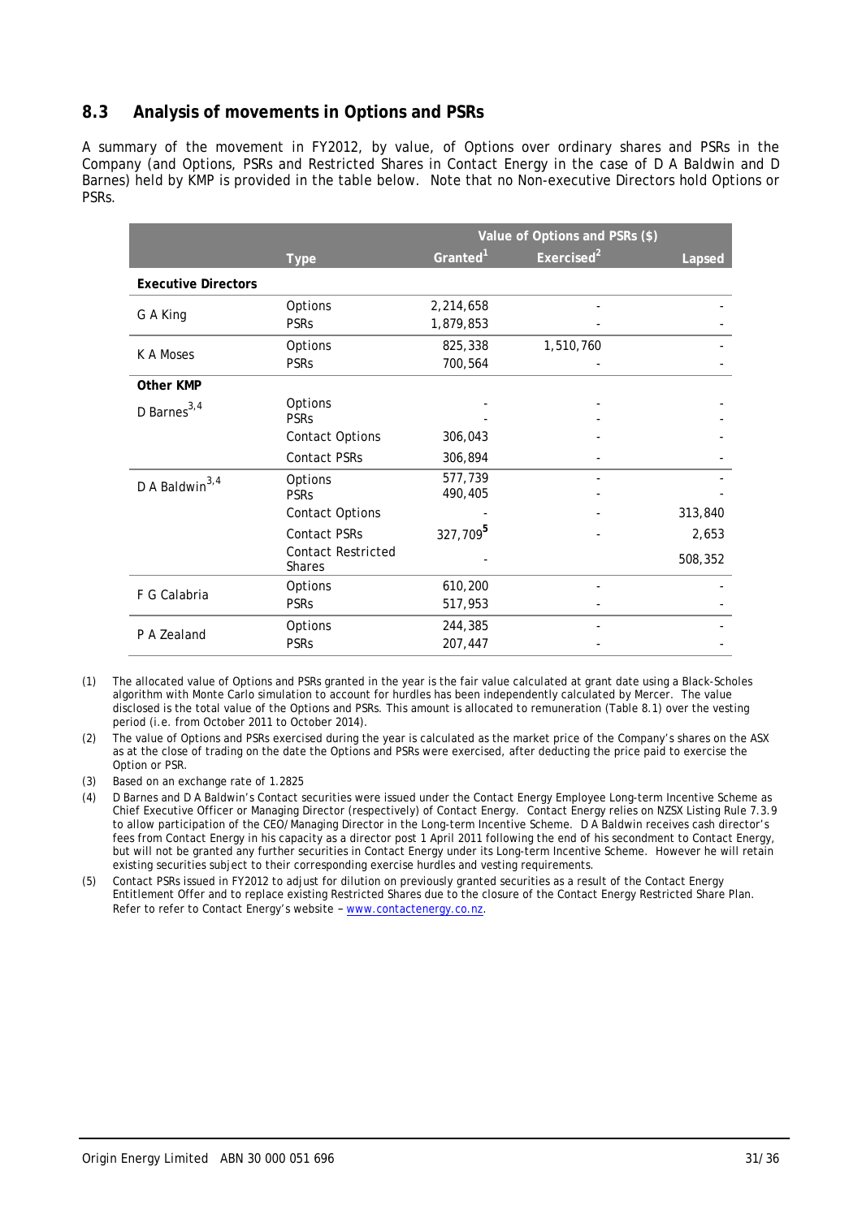## 8.3 Analysis of movements in Options and PSRs

A summary of the movement in FY2012, by value, of Options over ordinary shares and PSRs in the Company (and Options, PSRs and Restricted Shares in Contact Energy in the case of D A Baldwin and D Barnes) held by KMP is provided in the table below. Note that no Non-executive Directors hold Options or PSRs.

| | | Value of Options and PSRs ($) | | |
|---|---|---|---|---|
| | Type | Granted[1] | Exercised[2] | Lapsed |
| **Executive Directors** | | | | |
| G A King | Options | 2,214,658 | - | - |
| | PSRs | 1,879,853 | - | - |
| K A Moses | Options | 825,338 | 1,510,760 | - |
| | PSRs | 700,564 | - | - |
| **Other KMP** | | | | |
| D Barnes[3,4] | Options | - | - | - |
| | PSRs | - | - | - |
| | Contact Options | 306,043 | - | - |
| | Contact PSRs | 306,894 | - | - |
| D A Baldwin[3,4] | Options | 577,739 | - | - |
| | PSRs | 490,405 | - | - |
| | Contact Options | - | - | 313,840 |
| | Contact PSRs | 327,709[5] | - | 2,653 |
| | Contact Restricted Shares | - | - | 508,352 |
| F G Calabria | Options | 610,200 | - | - |
| | PSRs | 517,953 | - | - |
| P A Zealand | Options | 244,385 | - | - |
| | PSRs | 207,447 | - | - |

(1) The allocated value of Options and PSRs granted in the year is the fair value calculated at grant date using a Black-Scholes algorithm with Monte Carlo simulation to account for hurdles has been independently calculated by Mercer. The value disclosed is the total value of the Options and PSRs. This amount is allocated to remuneration (Table 8.1) over the vesting period (i.e. from October 2011 to October 2014).

(2) The value of Options and PSRs exercised during the year is calculated as the market price of the Company's shares on the ASX as at the close of trading on the date the Options and PSRs were exercised, after deducting the price paid to exercise the Option or PSR.

(3) Based on an exchange rate of 1.2825

(4) D Barnes and D A Baldwin's Contact securities were issued under the Contact Energy Employee Long-term Incentive Scheme as Chief Executive Officer or Managing Director (respectively) of Contact Energy. Contact Energy relies on NZSX Listing Rule 7.3.9 to allow participation of the CEO/Managing Director in the Long-term Incentive Scheme. D A Baldwin receives cash director's fees from Contact Energy in his capacity as a director post 1 April 2011 following the end of his secondment to Contact Energy, but will not be granted any further securities in Contact Energy under its Long-term Incentive Scheme. However he will retain existing securities subject to their corresponding exercise hurdles and vesting requirements.

(5) Contact PSRs issued in FY2012 to adjust for dilution on previously granted securities as a result of the Contact Energy Entitlement Offer and to replace existing Restricted Shares due to the closure of the Contact Energy Restricted Share Plan. Refer to refer to Contact Energy's website – www.contactenergy.co.nz.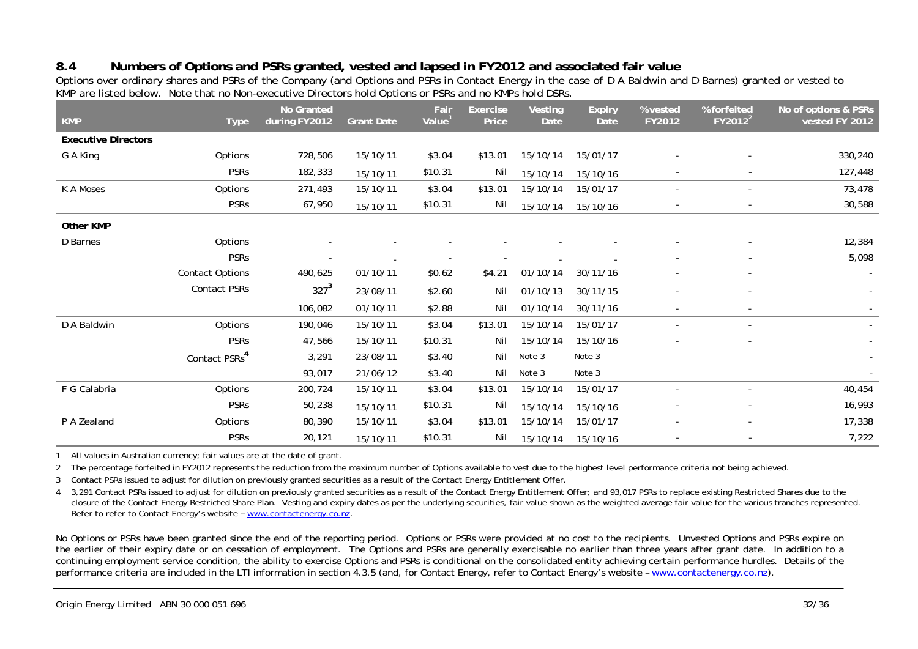### 8.4 Numbers of Options and PSRs granted, vested and lapsed in FY2012 and associated fair value

Options over ordinary shares and PSRs of the Company (and Options and PSRs in Contact Energy in the case of D A Baldwin and D Barnes) granted or vested to KMP are listed below. Note that no Non-executive Directors hold Options or PSRs and no KMPs hold DSRs.

| KMP | Type | No Granted during FY2012 | Grant Date | Fair Value[1] | Exercise Price | Vesting Date | Expiry Date | % vested FY2012 | % forfeited FY2012[2] | No of options & PSRs vested FY 2012 |
|---|---|---|---|---|---|---|---|---|---|---|
| **Executive Directors** | | | | | | | | | | |
| G A King | Options | 728,506 | 15/10/11 | $3.04 | $13.01 | 15/10/14 | 15/01/17 | - | - | 330,240 |
| | PSRs | 182,333 | 15/10/11 | $10.31 | Nil | 15/10/14 | 15/10/16 | - | - | 127,448 |
| K A Moses | Options | 271,493 | 15/10/11 | $3.04 | $13.01 | 15/10/14 | 15/01/17 | - | - | 73,478 |
| | PSRs | 67,950 | 15/10/11 | $10.31 | Nil | 15/10/14 | 15/10/16 | - | - | 30,588 |
| **Other KMP** | | | | | | | | | | |
| D Barnes | Options | - | - | - | - | - | - | - | - | 12,384 |
| | PSRs | - | - | - | - | - | - | - | - | 5,098 |
| | Contact Options | 490,625 | 01/10/11 | $0.62 | $4.21 | 01/10/14 | 30/11/16 | - | - | - |
| | Contact PSRs | 327[3] | 23/08/11 | $2.60 | Nil | 01/10/13 | 30/11/15 | - | - | - |
| | | 106,082 | 01/10/11 | $2.88 | Nil | 01/10/14 | 30/11/16 | - | - | - |
| D A Baldwin | Options | 190,046 | 15/10/11 | $3.04 | $13.01 | 15/10/14 | 15/01/17 | - | - | - |
| | PSRs | 47,566 | 15/10/11 | $10.31 | Nil | 15/10/14 | 15/10/16 | - | - | - |
| | Contact PSRs[4] | 3,291 | 23/08/11 | $3.40 | Nil | Note 3 | Note 3 | | | - |
| | | 93,017 | 21/06/12 | $3.40 | Nil | Note 3 | Note 3 | | | - |
| F G Calabria | Options | 200,724 | 15/10/11 | $3.04 | $13.01 | 15/10/14 | 15/01/17 | - | - | 40,454 |
| | PSRs | 50,238 | 15/10/11 | $10.31 | Nil | 15/10/14 | 15/10/16 | - | - | 16,993 |
| P A Zealand | Options | 80,390 | 15/10/11 | $3.04 | $13.01 | 15/10/14 | 15/01/17 | - | - | 17,338 |
| | PSRs | 20,121 | 15/10/11 | $10.31 | Nil | 15/10/14 | 15/10/16 | - | - | 7,222 |

1 All values in Australian currency; fair values are at the date of grant.

2 The percentage forfeited in FY2012 represents the reduction from the maximum number of Options available to vest due to the highest level performance criteria not being achieved.

3 Contact PSRs issued to adjust for dilution on previously granted securities as a result of the Contact Energy Entitlement Offer.

4 3,291 Contact PSRs issued to adjust for dilution on previously granted securities as a result of the Contact Energy Entitlement Offer; and 93,017 PSRs to replace existing Restricted Shares due to the closure of the Contact Energy Restricted Share Plan. Vesting and expiry dates as per the underlying securities, fair value shown as the weighted average fair value for the various tranches represented. Refer to refer to Contact Energy's website – www.contactenergy.co.nz.

No Options or PSRs have been granted since the end of the reporting period. Options or PSRs were provided at no cost to the recipients. Unvested Options and PSRs expire on the earlier of their expiry date or on cessation of employment. The Options and PSRs are generally exercisable no earlier than three years after grant date. In addition to a continuing employment service condition, the ability to exercise Options and PSRs is conditional on the consolidated entity achieving certain performance hurdles. Details of the performance criteria are included in the LTI information in section 4.3.5 (and, for Contact Energy, refer to Contact Energy's website – www.contactenergy.co.nz).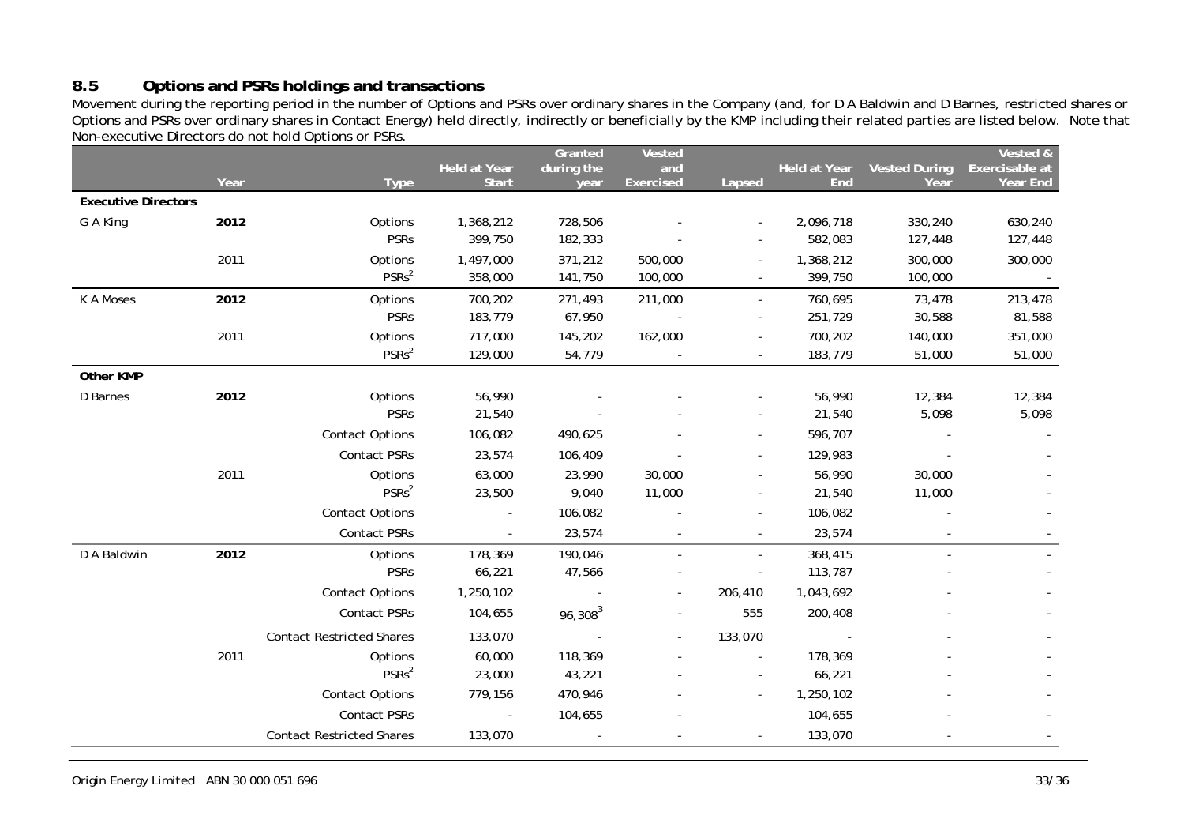## 8.5 Options and PSRs holdings and transactions

Movement during the reporting period in the number of Options and PSRs over ordinary shares in the Company (and, for D A Baldwin and D Barnes, restricted shares or Options and PSRs over ordinary shares in Contact Energy) held directly, indirectly or beneficially by the KMP including their related parties are listed below. Note that Non-executive Directors do not hold Options or PSRs.

| | Year | Type | Held at Year Start | Granted during the year | Vested and Exercised | Lapsed | Held at Year End | Vested During Year | Vested & Exercisable at Year End |
|---|---|---|---|---|---|---|---|---|---|
| **Executive Directors** | | | | | | | | | |
| G A King | **2012** | Options | 1,368,212 | 728,506 | - | - | 2,096,718 | 330,240 | 630,240 |
| | | PSRs | 399,750 | 182,333 | - | - | 582,083 | 127,448 | 127,448 |
| | 2011 | Options | 1,497,000 | 371,212 | 500,000 | - | 1,368,212 | 300,000 | 300,000 |
| | | PSRs[2] | 358,000 | 141,750 | 100,000 | - | 399,750 | 100,000 | - |
| K A Moses | **2012** | Options | 700,202 | 271,493 | 211,000 | - | 760,695 | 73,478 | 213,478 |
| | | PSRs | 183,779 | 67,950 | - | - | 251,729 | 30,588 | 81,588 |
| | 2011 | Options | 717,000 | 145,202 | 162,000 | - | 700,202 | 140,000 | 351,000 |
| | | PSRs[2] | 129,000 | 54,779 | - | - | 183,779 | 51,000 | 51,000 |
| **Other KMP** | | | | | | | | | |
| D Barnes | **2012** | Options | 56,990 | - | - | - | 56,990 | 12,384 | 12,384 |
| | | PSRs | 21,540 | - | - | - | 21,540 | 5,098 | 5,098 |
| | | Contact Options | 106,082 | 490,625 | - | - | 596,707 | - | - |
| | | Contact PSRs | 23,574 | 106,409 | - | - | 129,983 | - | - |
| | 2011 | Options | 63,000 | 23,990 | 30,000 | - | 56,990 | 30,000 | - |
| | | PSRs[2] | 23,500 | 9,040 | 11,000 | - | 21,540 | 11,000 | - |
| | | Contact Options | - | 106,082 | - | - | 106,082 | - | - |
| | | Contact PSRs | - | 23,574 | - | - | 23,574 | - | - |
| D A Baldwin | **2012** | Options | 178,369 | 190,046 | - | - | 368,415 | - | - |
| | | PSRs | 66,221 | 47,566 | - | - | 113,787 | - | - |
| | | Contact Options | 1,250,102 | - | - | 206,410 | 1,043,692 | - | - |
| | | Contact PSRs | 104,655 | 96,308[3] | - | 555 | 200,408 | - | - |
| | | Contact Restricted Shares | 133,070 | - | - | 133,070 | - | - | - |
| | 2011 | Options | 60,000 | 118,369 | - | - | 178,369 | - | - |
| | | PSRs[2] | 23,000 | 43,221 | - | - | 66,221 | - | - |
| | | Contact Options | 779,156 | 470,946 | - | - | 1,250,102 | - | - |
| | | Contact PSRs | - | 104,655 | - | | 104,655 | - | - |
| | | Contact Restricted Shares | 133,070 | - | - | - | 133,070 | - | - |

Origin Energy Limited ABN 30 000 051 696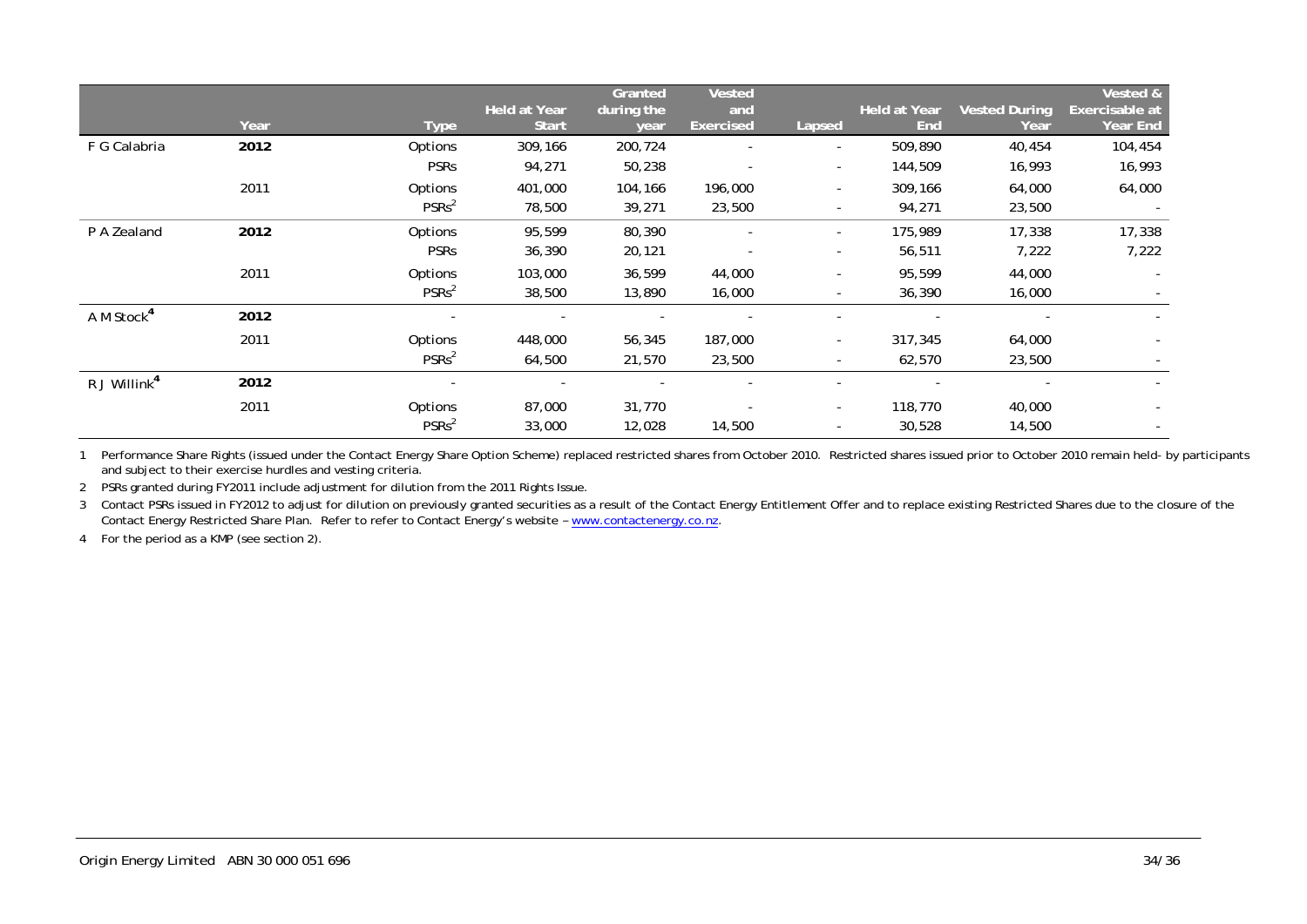| | Year | Type | Held at Year Start | Granted during the year | Vested and Exercised | Lapsed | Held at Year End | Vested During Year | Vested & Exercisable at Year End |
|---|---|---|---|---|---|---|---|---|---|
| F G Calabria | **2012** | Options | 309,166 | 200,724 | - | - | 509,890 | 40,454 | 104,454 |
| | | PSRs | 94,271 | 50,238 | - | - | 144,509 | 16,993 | 16,993 |
| | 2011 | Options | 401,000 | 104,166 | 196,000 | - | 309,166 | 64,000 | 64,000 |
| | | PSRs[2] | 78,500 | 39,271 | 23,500 | - | 94,271 | 23,500 | - |
| P A Zealand | **2012** | Options | 95,599 | 80,390 | - | - | 175,989 | 17,338 | 17,338 |
| | | PSRs | 36,390 | 20,121 | - | - | 56,511 | 7,222 | 7,222 |
| | 2011 | Options | 103,000 | 36,599 | 44,000 | - | 95,599 | 44,000 | - |
| | | PSRs[2] | 38,500 | 13,890 | 16,000 | - | 36,390 | 16,000 | - |
| A M Stock[4] | **2012** | - | - | - | - | - | - | - | - |
| | 2011 | Options | 448,000 | 56,345 | 187,000 | - | 317,345 | 64,000 | - |
| | | PSRs[2] | 64,500 | 21,570 | 23,500 | - | 62,570 | 23,500 | - |
| R J Willink[4] | **2012** | - | - | - | - | - | - | - | - |
| | 2011 | Options | 87,000 | 31,770 | - | - | 118,770 | 40,000 | - |
| | | PSRs[2] | 33,000 | 12,028 | 14,500 | - | 30,528 | 14,500 | - |

1 Performance Share Rights (issued under the Contact Energy Share Option Scheme) replaced restricted shares from October 2010. Restricted shares issued prior to October 2010 remain held- by participants and subject to their exercise hurdles and vesting criteria.

2 PSRs granted during FY2011 include adjustment for dilution from the 2011 Rights Issue.

3 Contact PSRs issued in FY2012 to adjust for dilution on previously granted securities as a result of the Contact Energy Entitlement Offer and to replace existing Restricted Shares due to the closure of the Contact Energy Restricted Share Plan. Refer to refer to Contact Energy's website – www.contactenergy.co.nz.

4 For the period as a KMP (see section 2).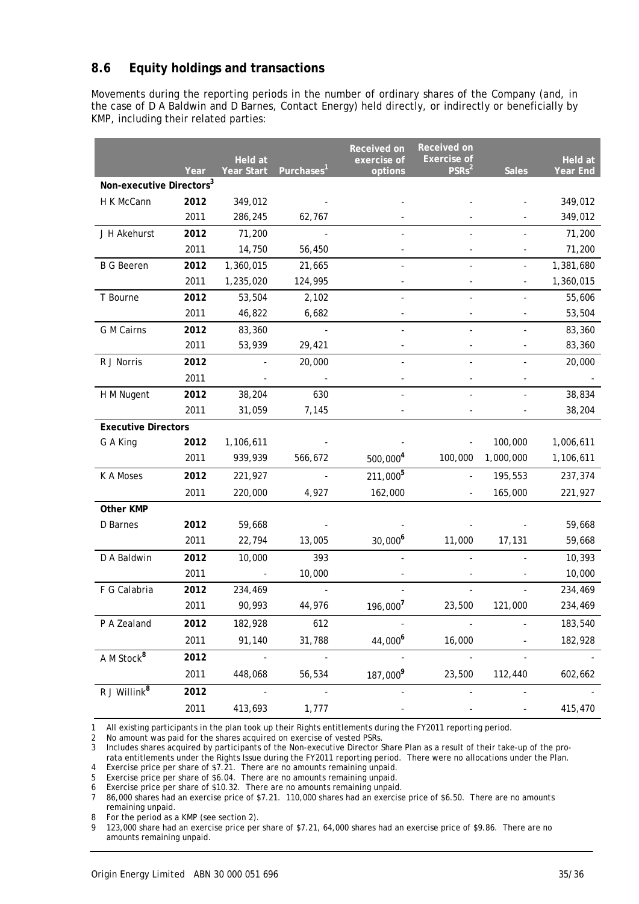## 8.6 Equity holdings and transactions

Movements during the reporting periods in the number of ordinary shares of the Company (and, in the case of D A Baldwin and D Barnes, Contact Energy) held directly, or indirectly or beneficially by KMP, including their related parties:

| | Year | Held at Year Start | Purchases[1] | Received on exercise of options | Received on Exercise of PSRs[2] | Sales | Held at Year End |
|---|---|---|---|---|---|---|---|
| **Non-executive Directors[3]** | | | | | | | |
| H K McCann | **2012** | 349,012 | - | - | - | - | 349,012 |
| | 2011 | 286,245 | 62,767 | - | - | - | 349,012 |
| J H Akehurst | **2012** | 71,200 | - | - | - | - | 71,200 |
| | 2011 | 14,750 | 56,450 | - | - | - | 71,200 |
| B G Beeren | **2012** | 1,360,015 | 21,665 | - | - | - | 1,381,680 |
| | 2011 | 1,235,020 | 124,995 | - | - | - | 1,360,015 |
| T Bourne | **2012** | 53,504 | 2,102 | - | - | - | 55,606 |
| | 2011 | 46,822 | 6,682 | - | - | - | 53,504 |
| G M Cairns | **2012** | 83,360 | - | - | - | - | 83,360 |
| | 2011 | 53,939 | 29,421 | - | - | - | 83,360 |
| R J Norris | **2012** | - | 20,000 | - | - | - | 20,000 |
| | 2011 | - | - | - | - | - | - |
| H M Nugent | **2012** | 38,204 | 630 | - | - | - | 38,834 |
| | 2011 | 31,059 | 7,145 | - | - | - | 38,204 |
| **Executive Directors** | | | | | | | |
| G A King | **2012** | 1,106,611 | - | - | - | 100,000 | 1,006,611 |
| | 2011 | 939,939 | 566,672 | 500,000[4] | 100,000 | 1,000,000 | 1,106,611 |
| K A Moses | **2012** | 221,927 | - | 211,000[5] | - | 195,553 | 237,374 |
| | 2011 | 220,000 | 4,927 | 162,000 | - | 165,000 | 221,927 |
| **Other KMP** | | | | | | | |
| D Barnes | **2012** | 59,668 | - | - | - | - | 59,668 |
| | 2011 | 22,794 | 13,005 | 30,000[6] | 11,000 | 17,131 | 59,668 |
| D A Baldwin | **2012** | 10,000 | 393 | - | - | - | 10,393 |
| | 2011 | - | 10,000 | - | - | - | 10,000 |
| F G Calabria | **2012** | 234,469 | - | - | - | - | 234,469 |
| | 2011 | 90,993 | 44,976 | 196,000[7] | 23,500 | 121,000 | 234,469 |
| P A Zealand | **2012** | 182,928 | 612 | - | - | - | 183,540 |
| | 2011 | 91,140 | 31,788 | 44,000[6] | 16,000 | - | 182,928 |
| A M Stock[8] | **2012** | - | - | - | - | - | - |
| | 2011 | 448,068 | 56,534 | 187,000[9] | 23,500 | 112,440 | 602,662 |
| R J Willink[8] | **2012** | - | - | - | - | - | - |
| | 2011 | 413,693 | 1,777 | - | - | - | 415,470 |

1 All existing participants in the plan took up their Rights entitlements during the FY2011 reporting period.
2 No amount was paid for the shares acquired on exercise of vested PSRs.
3 Includes shares acquired by participants of the Non-executive Director Share Plan as a result of their take-up of the pro-rata entitlements under the Rights Issue during the FY2011 reporting period. There were no allocations under the Plan.
4 Exercise price per share of $7.21. There are no amounts remaining unpaid.
5 Exercise price per share of $6.04. There are no amounts remaining unpaid.
6 Exercise price per share of $10.32. There are no amounts remaining unpaid.
7 86,000 shares had an exercise price of $7.21. 110,000 shares had an exercise price of $6.50. There are no amounts remaining unpaid.
8 For the period as a KMP (see section 2).
9 123,000 share had an exercise price per share of $7.21, 64,000 shares had an exercise price of $9.86. There are no amounts remaining unpaid.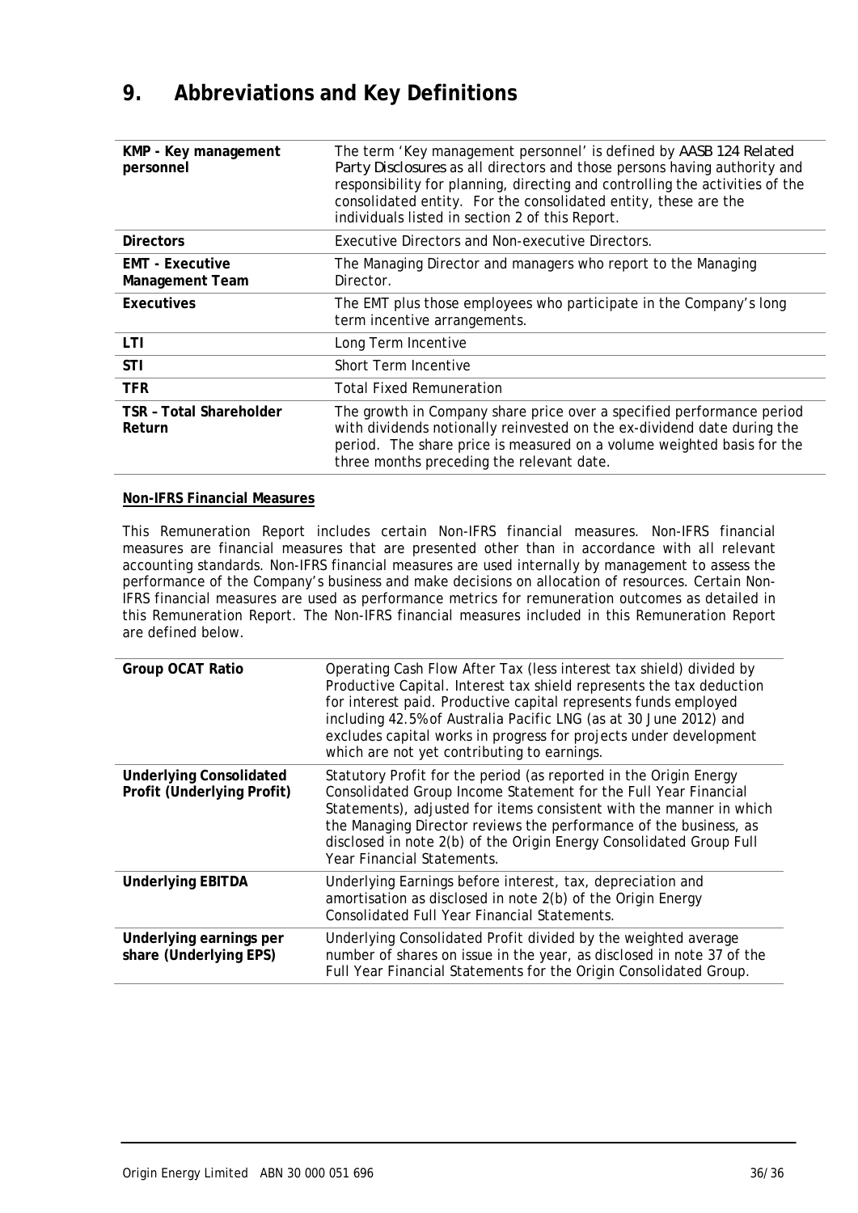# 9. Abbreviations and Key Definitions

| | |
|---|---|
| **KMP - Key management personnel** | The term 'Key management personnel' is defined by *AASB 124 Related Party Disclosures* as all directors and those persons having authority and responsibility for planning, directing and controlling the activities of the consolidated entity. For the consolidated entity, these are the individuals listed in section 2 of this Report. |
| **Directors** | Executive Directors and Non-executive Directors. |
| **EMT - Executive Management Team** | The Managing Director and managers who report to the Managing Director. |
| **Executives** | The EMT plus those employees who participate in the Company's long term incentive arrangements. |
| **LTI** | Long Term Incentive |
| **STI** | Short Term Incentive |
| **TFR** | Total Fixed Remuneration |
| **TSR – Total Shareholder Return** | The growth in Company share price over a specified performance period with dividends notionally reinvested on the ex-dividend date during the period. The share price is measured on a volume weighted basis for the three months preceding the relevant date. |

**Non-IFRS Financial Measures**

This Remuneration Report includes certain Non-IFRS financial measures. Non-IFRS financial measures are financial measures that are presented other than in accordance with all relevant accounting standards. Non-IFRS financial measures are used internally by management to assess the performance of the Company's business and make decisions on allocation of resources. Certain Non-IFRS financial measures are used as performance metrics for remuneration outcomes as detailed in this Remuneration Report. The Non-IFRS financial measures included in this Remuneration Report are defined below.

| | |
|---|---|
| **Group OCAT Ratio** | Operating Cash Flow After Tax (less interest tax shield) divided by Productive Capital. Interest tax shield represents the tax deduction for interest paid. Productive capital represents funds employed including 42.5% of Australia Pacific LNG (as at 30 June 2012) and excludes capital works in progress for projects under development which are not yet contributing to earnings. |
| **Underlying Consolidated Profit (Underlying Profit)** | Statutory Profit for the period (as reported in the Origin Energy Consolidated Group Income Statement for the Full Year Financial Statements), adjusted for items consistent with the manner in which the Managing Director reviews the performance of the business, as disclosed in note 2(b) of the Origin Energy Consolidated Group Full Year Financial Statements. |
| **Underlying EBITDA** | Underlying Earnings before interest, tax, depreciation and amortisation as disclosed in note 2(b) of the Origin Energy Consolidated Full Year Financial Statements. |
| **Underlying earnings per share (Underlying EPS)** | Underlying Consolidated Profit divided by the weighted average number of shares on issue in the year, as disclosed in note 37 of the Full Year Financial Statements for the Origin Consolidated Group. |

Origin Energy Limited ABN 30 000 051 696